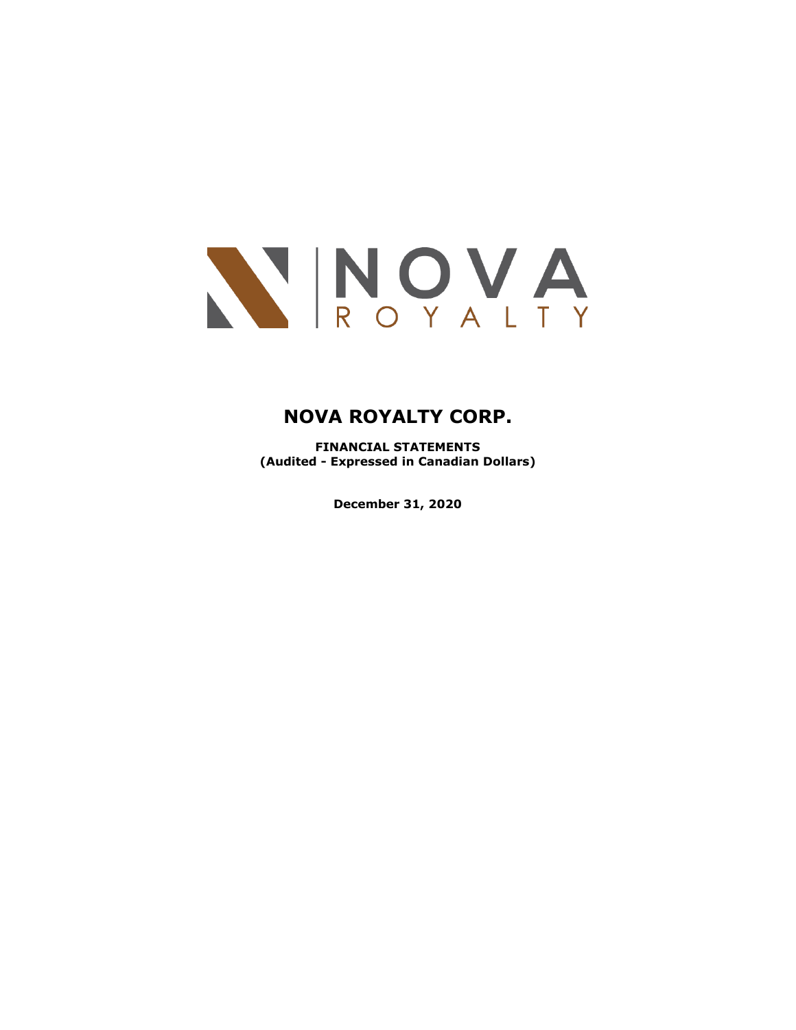# NOVA ROYALTY CORP.

**FINANCIAL STATEMENTS**
**(Audited - Expressed in Canadian Dollars)**

**December 31, 2020**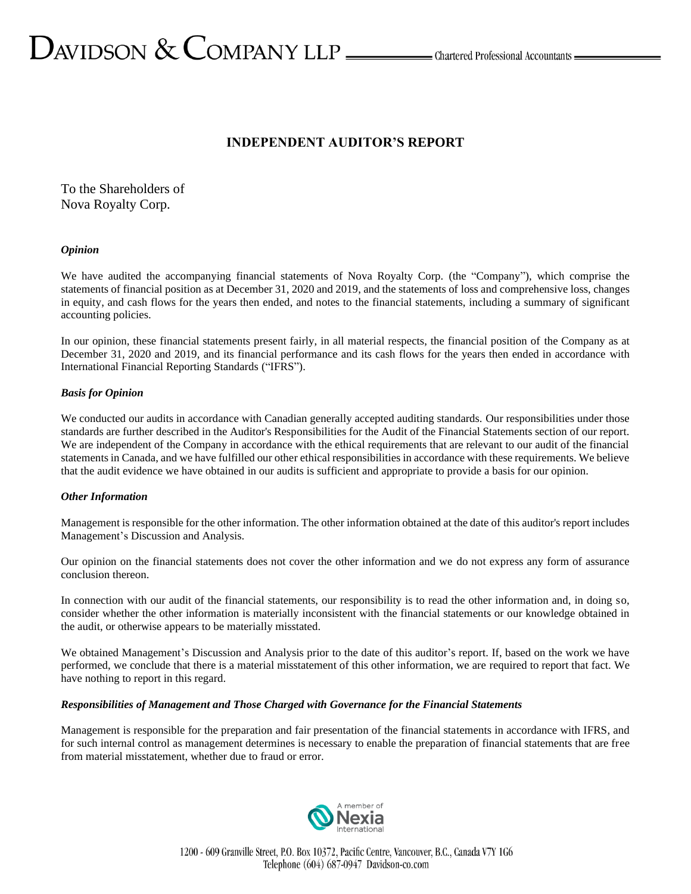# INDEPENDENT AUDITOR'S REPORT

To the Shareholders of
Nova Royalty Corp.

### *Opinion*

We have audited the accompanying financial statements of Nova Royalty Corp. (the "Company"), which comprise the statements of financial position as at December 31, 2020 and 2019, and the statements of loss and comprehensive loss, changes in equity, and cash flows for the years then ended, and notes to the financial statements, including a summary of significant accounting policies.

In our opinion, these financial statements present fairly, in all material respects, the financial position of the Company as at December 31, 2020 and 2019, and its financial performance and its cash flows for the years then ended in accordance with International Financial Reporting Standards ("IFRS").

### *Basis for Opinion*

We conducted our audits in accordance with Canadian generally accepted auditing standards. Our responsibilities under those standards are further described in the Auditor's Responsibilities for the Audit of the Financial Statements section of our report. We are independent of the Company in accordance with the ethical requirements that are relevant to our audit of the financial statements in Canada, and we have fulfilled our other ethical responsibilities in accordance with these requirements. We believe that the audit evidence we have obtained in our audits is sufficient and appropriate to provide a basis for our opinion.

### *Other Information*

Management is responsible for the other information. The other information obtained at the date of this auditor's report includes Management's Discussion and Analysis.

Our opinion on the financial statements does not cover the other information and we do not express any form of assurance conclusion thereon.

In connection with our audit of the financial statements, our responsibility is to read the other information and, in doing so, consider whether the other information is materially inconsistent with the financial statements or our knowledge obtained in the audit, or otherwise appears to be materially misstated.

We obtained Management's Discussion and Analysis prior to the date of this auditor's report. If, based on the work we have performed, we conclude that there is a material misstatement of this other information, we are required to report that fact. We have nothing to report in this regard.

### *Responsibilities of Management and Those Charged with Governance for the Financial Statements*

Management is responsible for the preparation and fair presentation of the financial statements in accordance with IFRS, and for such internal control as management determines is necessary to enable the preparation of financial statements that are free from material misstatement, whether due to fraud or error.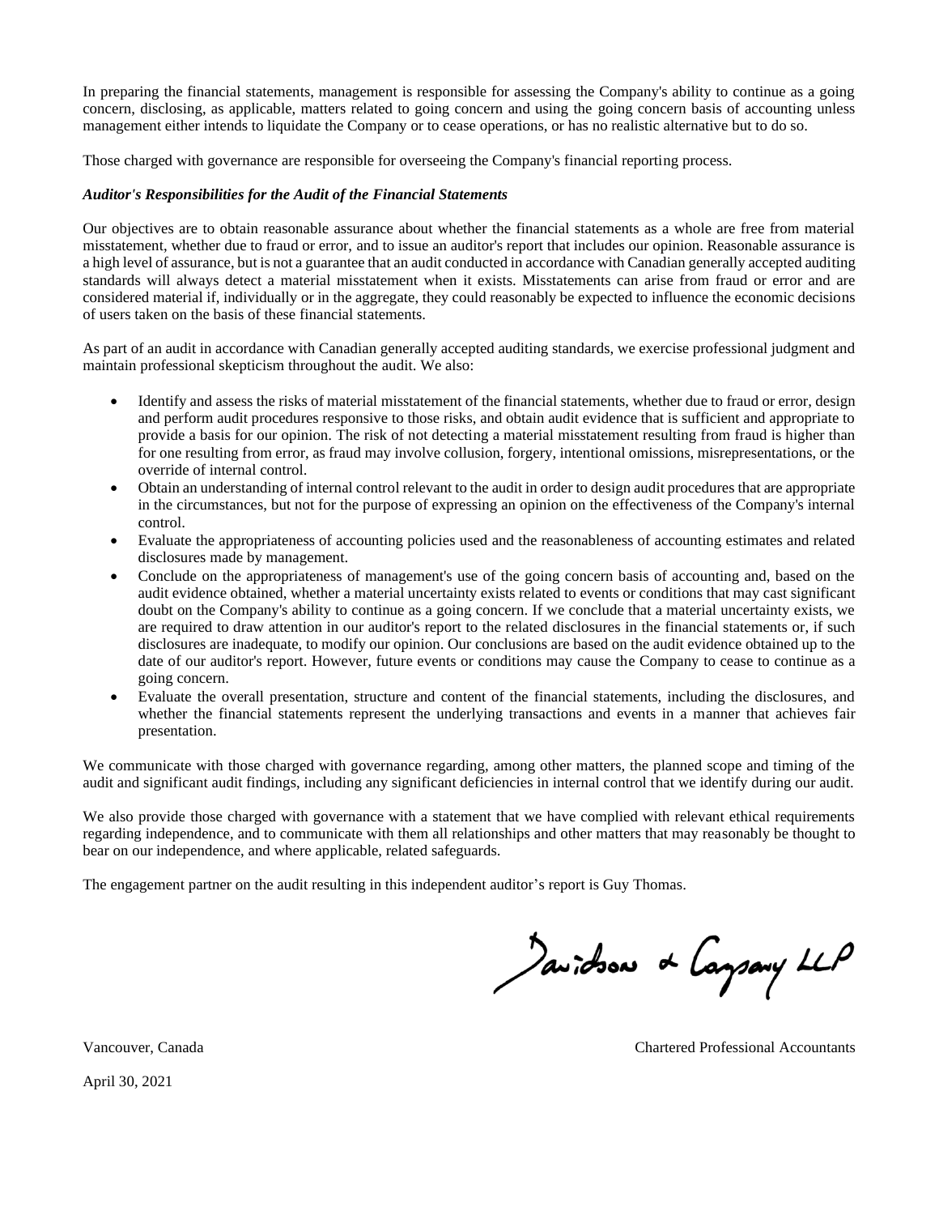In preparing the financial statements, management is responsible for assessing the Company's ability to continue as a going concern, disclosing, as applicable, matters related to going concern and using the going concern basis of accounting unless management either intends to liquidate the Company or to cease operations, or has no realistic alternative but to do so.

Those charged with governance are responsible for overseeing the Company's financial reporting process.

***Auditor's Responsibilities for the Audit of the Financial Statements***

Our objectives are to obtain reasonable assurance about whether the financial statements as a whole are free from material misstatement, whether due to fraud or error, and to issue an auditor's report that includes our opinion. Reasonable assurance is a high level of assurance, but is not a guarantee that an audit conducted in accordance with Canadian generally accepted auditing standards will always detect a material misstatement when it exists. Misstatements can arise from fraud or error and are considered material if, individually or in the aggregate, they could reasonably be expected to influence the economic decisions of users taken on the basis of these financial statements.

As part of an audit in accordance with Canadian generally accepted auditing standards, we exercise professional judgment and maintain professional skepticism throughout the audit. We also:

- Identify and assess the risks of material misstatement of the financial statements, whether due to fraud or error, design and perform audit procedures responsive to those risks, and obtain audit evidence that is sufficient and appropriate to provide a basis for our opinion. The risk of not detecting a material misstatement resulting from fraud is higher than for one resulting from error, as fraud may involve collusion, forgery, intentional omissions, misrepresentations, or the override of internal control.
- Obtain an understanding of internal control relevant to the audit in order to design audit procedures that are appropriate in the circumstances, but not for the purpose of expressing an opinion on the effectiveness of the Company's internal control.
- Evaluate the appropriateness of accounting policies used and the reasonableness of accounting estimates and related disclosures made by management.
- Conclude on the appropriateness of management's use of the going concern basis of accounting and, based on the audit evidence obtained, whether a material uncertainty exists related to events or conditions that may cast significant doubt on the Company's ability to continue as a going concern. If we conclude that a material uncertainty exists, we are required to draw attention in our auditor's report to the related disclosures in the financial statements or, if such disclosures are inadequate, to modify our opinion. Our conclusions are based on the audit evidence obtained up to the date of our auditor's report. However, future events or conditions may cause the Company to cease to continue as a going concern.
- Evaluate the overall presentation, structure and content of the financial statements, including the disclosures, and whether the financial statements represent the underlying transactions and events in a manner that achieves fair presentation.

We communicate with those charged with governance regarding, among other matters, the planned scope and timing of the audit and significant audit findings, including any significant deficiencies in internal control that we identify during our audit.

We also provide those charged with governance with a statement that we have complied with relevant ethical requirements regarding independence, and to communicate with them all relationships and other matters that may reasonably be thought to bear on our independence, and where applicable, related safeguards.

The engagement partner on the audit resulting in this independent auditor's report is Guy Thomas.

Davidson & Company LLP

Vancouver, Canada

Chartered Professional Accountants

April 30, 2021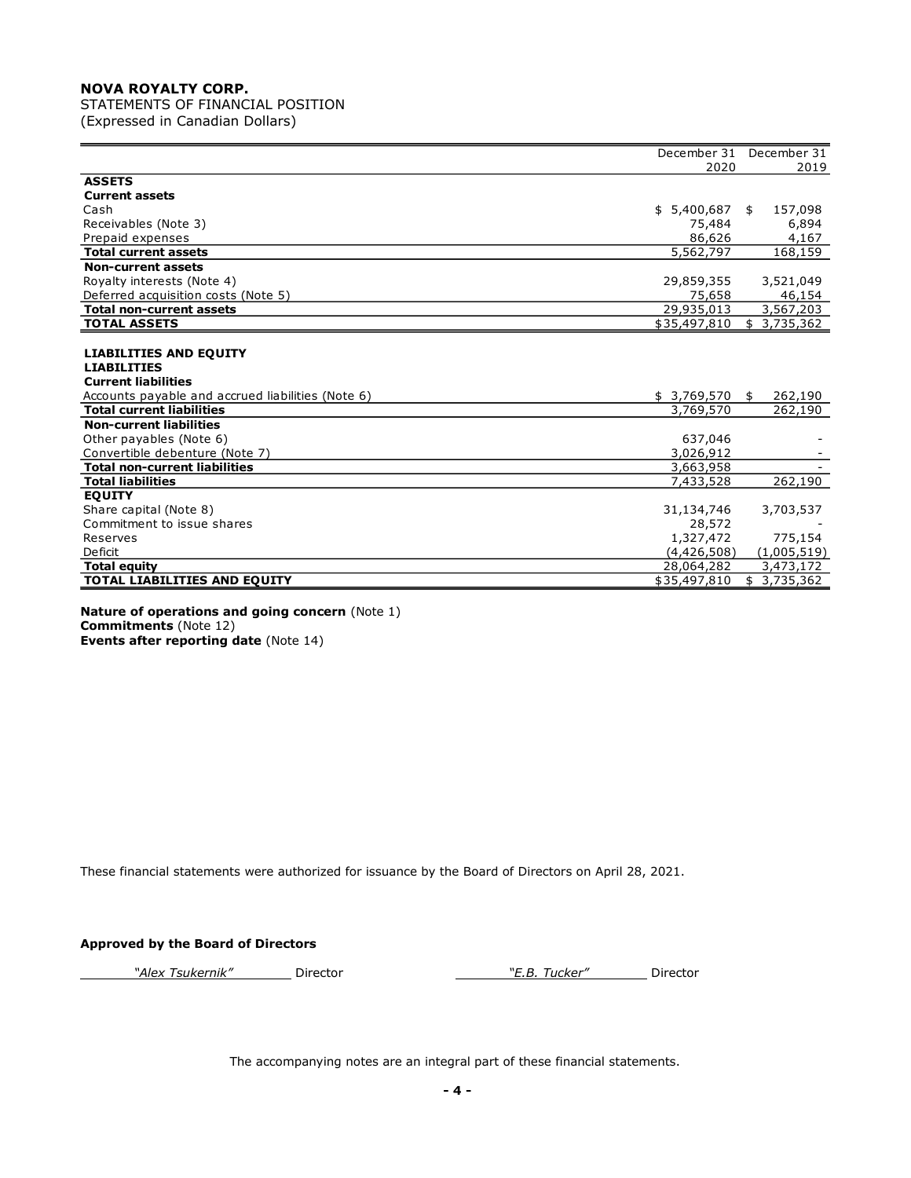**NOVA ROYALTY CORP.**
STATEMENTS OF FINANCIAL POSITION
(Expressed in Canadian Dollars)

| | December 31 2020 | December 31 2019 |
|---|---|---|
| **ASSETS** | | |
| **Current assets** | | |
| Cash | $ 5,400,687 | $ 157,098 |
| Receivables (Note 3) | 75,484 | 6,894 |
| Prepaid expenses | 86,626 | 4,167 |
| **Total current assets** | 5,562,797 | 168,159 |
| **Non-current assets** | | |
| Royalty interests (Note 4) | 29,859,355 | 3,521,049 |
| Deferred acquisition costs (Note 5) | 75,658 | 46,154 |
| **Total non-current assets** | 29,935,013 | 3,567,203 |
| **TOTAL ASSETS** | $35,497,810 | $ 3,735,362 |
| | | |
| **LIABILITIES AND EQUITY** | | |
| **LIABILITIES** | | |
| **Current liabilities** | | |
| Accounts payable and accrued liabilities (Note 6) | $ 3,769,570 | $ 262,190 |
| **Total current liabilities** | 3,769,570 | 262,190 |
| **Non-current liabilities** | | |
| Other payables (Note 6) | 637,046 | - |
| Convertible debenture (Note 7) | 3,026,912 | - |
| **Total non-current liabilities** | 3,663,958 | - |
| **Total liabilities** | 7,433,528 | 262,190 |
| **EQUITY** | | |
| Share capital (Note 8) | 31,134,746 | 3,703,537 |
| Commitment to issue shares | 28,572 | - |
| Reserves | 1,327,472 | 775,154 |
| Deficit | (4,426,508) | (1,005,519) |
| **Total equity** | 28,064,282 | 3,473,172 |
| **TOTAL LIABILITIES AND EQUITY** | $35,497,810 | $ 3,735,362 |

**Nature of operations and going concern** (Note 1)
**Commitments** (Note 12)
**Events after reporting date** (Note 14)

These financial statements were authorized for issuance by the Board of Directors on April 28, 2021.

**Approved by the Board of Directors**

*"Alex Tsukernik"* Director *"E.B. Tucker"* Director

The accompanying notes are an integral part of these financial statements.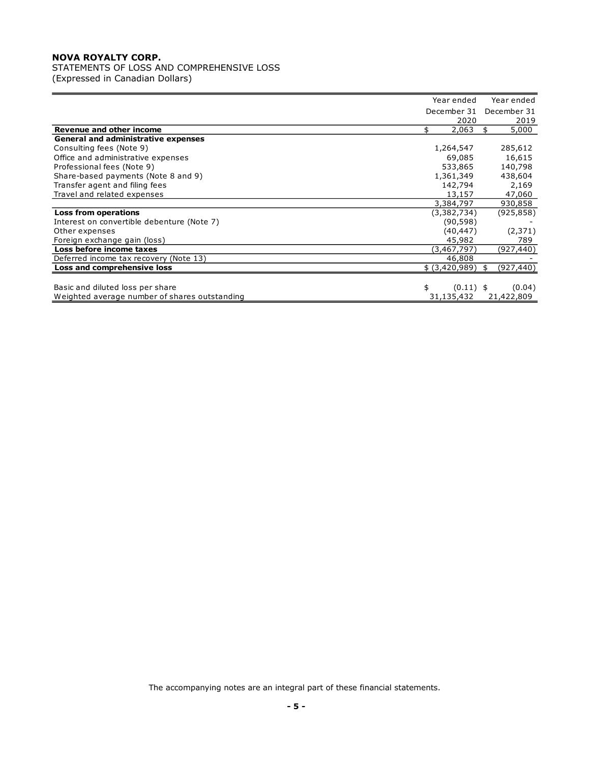**NOVA ROYALTY CORP.**
STATEMENTS OF LOSS AND COMPREHENSIVE LOSS
(Expressed in Canadian Dollars)

| | Year ended December 31 2020 | Year ended December 31 2019 |
|---|---|---|
| **Revenue and other income** | $ 2,063 | $ 5,000 |
| **General and administrative expenses** | | |
| Consulting fees (Note 9) | 1,264,547 | 285,612 |
| Office and administrative expenses | 69,085 | 16,615 |
| Professional fees (Note 9) | 533,865 | 140,798 |
| Share-based payments (Note 8 and 9) | 1,361,349 | 438,604 |
| Transfer agent and filing fees | 142,794 | 2,169 |
| Travel and related expenses | 13,157 | 47,060 |
| | 3,384,797 | 930,858 |
| **Loss from operations** | (3,382,734) | (925,858) |
| Interest on convertible debenture (Note 7) | (90,598) | - |
| Other expenses | (40,447) | (2,371) |
| Foreign exchange gain (loss) | 45,982 | 789 |
| **Loss before income taxes** | (3,467,797) | (927,440) |
| Deferred income tax recovery (Note 13) | 46,808 | - |
| **Loss and comprehensive loss** | $ (3,420,989) | $ (927,440) |
| | | |
| Basic and diluted loss per share | $ (0.11) | $ (0.04) |
| Weighted average number of shares outstanding | 31,135,432 | 21,422,809 |

The accompanying notes are an integral part of these financial statements.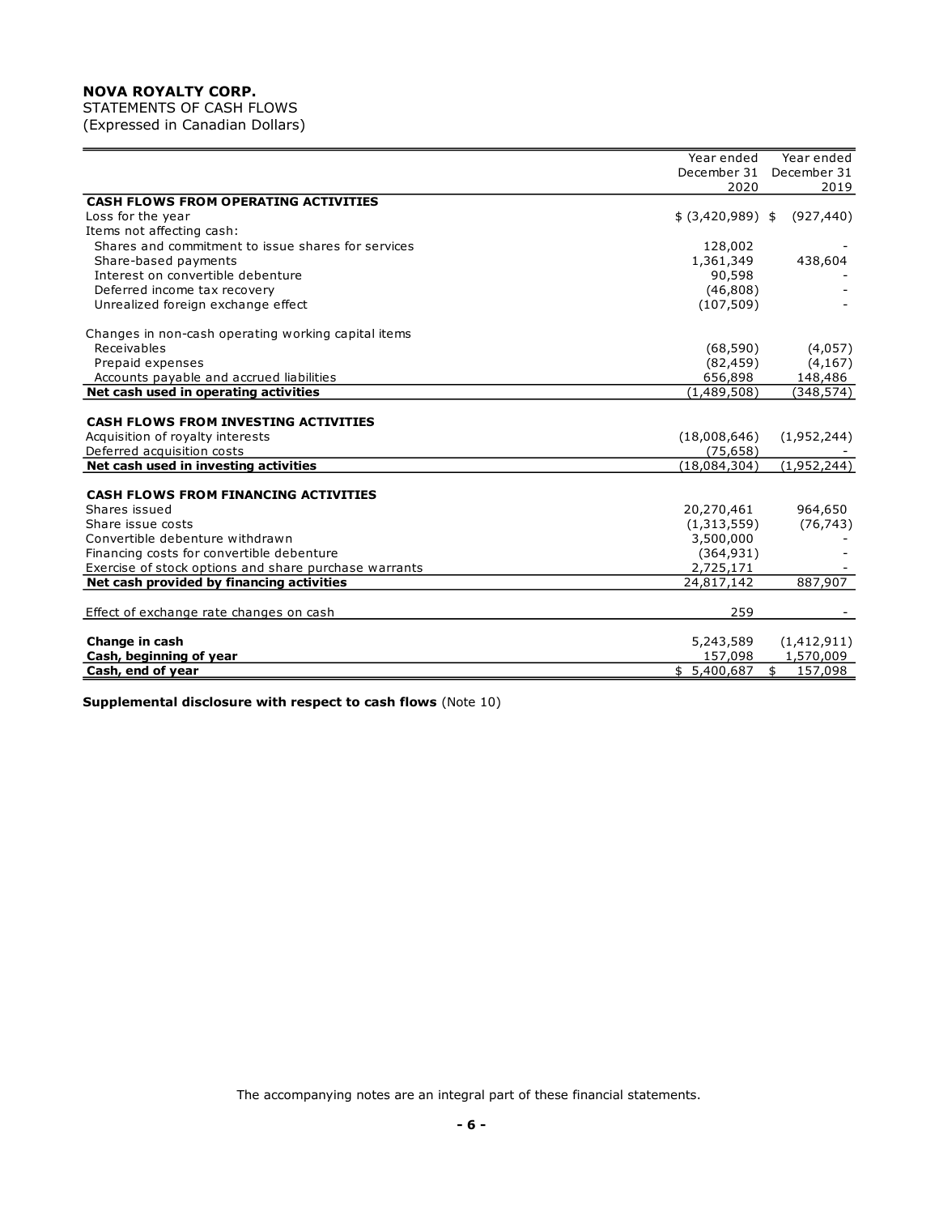# NOVA ROYALTY CORP.

STATEMENTS OF CASH FLOWS
(Expressed in Canadian Dollars)

| | Year ended December 31 2020 | Year ended December 31 2019 |
|---|---|---|
| **CASH FLOWS FROM OPERATING ACTIVITIES** | | |
| Loss for the year | $ (3,420,989) | $ (927,440) |
| Items not affecting cash: | | |
| Shares and commitment to issue shares for services | 128,002 | - |
| Share-based payments | 1,361,349 | 438,604 |
| Interest on convertible debenture | 90,598 | - |
| Deferred income tax recovery | (46,808) | - |
| Unrealized foreign exchange effect | (107,509) | - |
| Changes in non-cash operating working capital items | | |
| Receivables | (68,590) | (4,057) |
| Prepaid expenses | (82,459) | (4,167) |
| Accounts payable and accrued liabilities | 656,898 | 148,486 |
| **Net cash used in operating activities** | (1,489,508) | (348,574) |
| **CASH FLOWS FROM INVESTING ACTIVITIES** | | |
| Acquisition of royalty interests | (18,008,646) | (1,952,244) |
| Deferred acquisition costs | (75,658) | - |
| **Net cash used in investing activities** | (18,084,304) | (1,952,244) |
| **CASH FLOWS FROM FINANCING ACTIVITIES** | | |
| Shares issued | 20,270,461 | 964,650 |
| Share issue costs | (1,313,559) | (76,743) |
| Convertible debenture withdrawn | 3,500,000 | - |
| Financing costs for convertible debenture | (364,931) | - |
| Exercise of stock options and share purchase warrants | 2,725,171 | - |
| **Net cash provided by financing activities** | 24,817,142 | 887,907 |
| Effect of exchange rate changes on cash | 259 | - |
| **Change in cash** | 5,243,589 | (1,412,911) |
| **Cash, beginning of year** | 157,098 | 1,570,009 |
| **Cash, end of year** | $ 5,400,687 | $ 157,098 |

**Supplemental disclosure with respect to cash flows** (Note 10)

The accompanying notes are an integral part of these financial statements.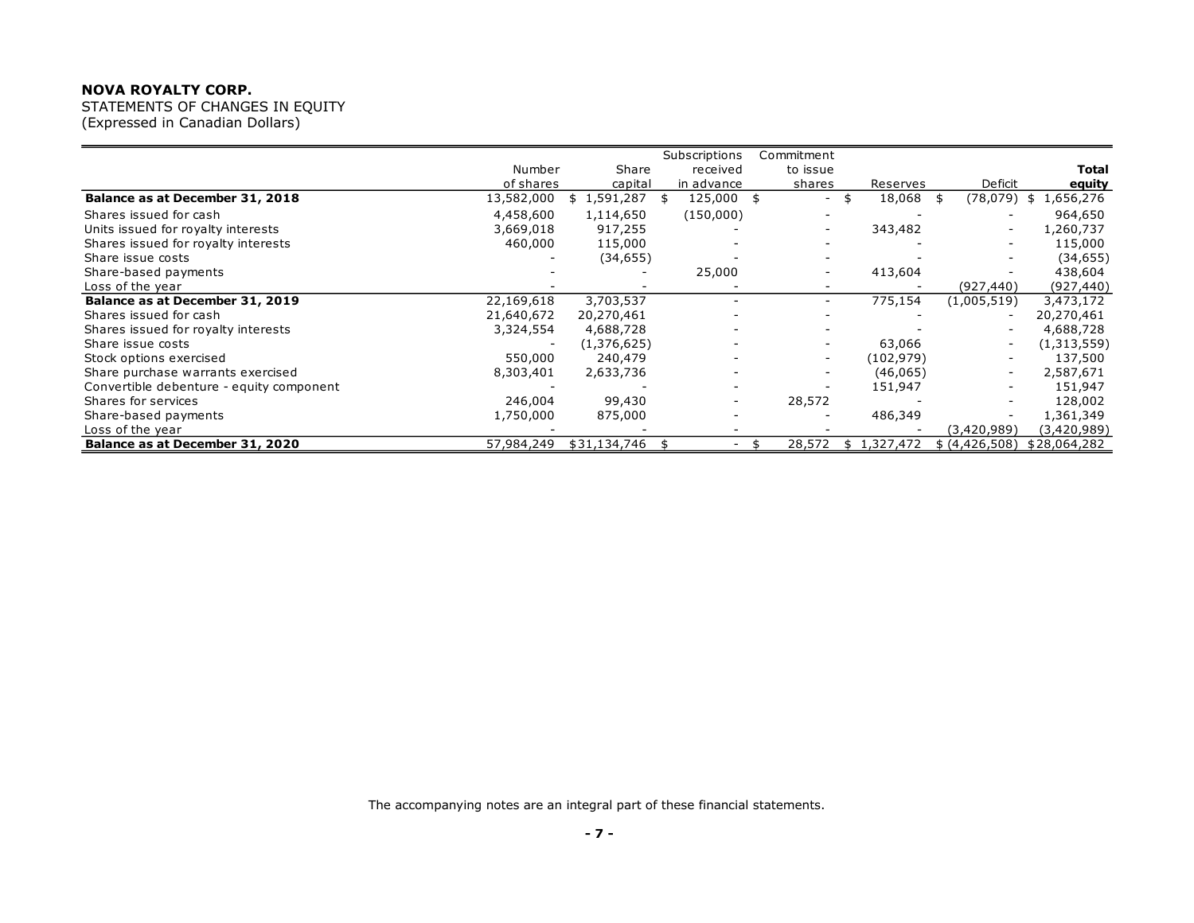**NOVA ROYALTY CORP.**
STATEMENTS OF CHANGES IN EQUITY
(Expressed in Canadian Dollars)

| | Number of shares | Share capital | Subscriptions received in advance | Commitment to issue shares | Reserves | Deficit | **Total equity** |
|---|---|---|---|---|---|---|---|
| **Balance as at December 31, 2018** | 13,582,000 | $ 1,591,287 | $ 125,000 | $ - | $ 18,068 | $ (78,079) | $ 1,656,276 |
| Shares issued for cash | 4,458,600 | 1,114,650 | (150,000) | - | - | - | 964,650 |
| Units issued for royalty interests | 3,669,018 | 917,255 | - | - | 343,482 | - | 1,260,737 |
| Shares issued for royalty interests | 460,000 | 115,000 | - | - | - | - | 115,000 |
| Share issue costs | - | (34,655) | - | - | - | - | (34,655) |
| Share-based payments | - | - | 25,000 | - | 413,604 | - | 438,604 |
| Loss of the year | - | - | - | - | - | (927,440) | (927,440) |
| **Balance as at December 31, 2019** | 22,169,618 | 3,703,537 | - | - | 775,154 | (1,005,519) | 3,473,172 |
| Shares issued for cash | 21,640,672 | 20,270,461 | - | - | - | - | 20,270,461 |
| Shares issued for royalty interests | 3,324,554 | 4,688,728 | - | - | - | - | 4,688,728 |
| Share issue costs | - | (1,376,625) | - | - | 63,066 | - | (1,313,559) |
| Stock options exercised | 550,000 | 240,479 | - | - | (102,979) | - | 137,500 |
| Share purchase warrants exercised | 8,303,401 | 2,633,736 | - | - | (46,065) | - | 2,587,671 |
| Convertible debenture - equity component | - | - | - | - | 151,947 | - | 151,947 |
| Shares for services | 246,004 | 99,430 | - | 28,572 | - | - | 128,002 |
| Share-based payments | 1,750,000 | 875,000 | - | - | 486,349 | - | 1,361,349 |
| Loss of the year | - | - | - | - | - | (3,420,989) | (3,420,989) |
| **Balance as at December 31, 2020** | 57,984,249 | $31,134,746 | $ - | $ 28,572 | $ 1,327,472 | $ (4,426,508) | $28,064,282 |

The accompanying notes are an integral part of these financial statements.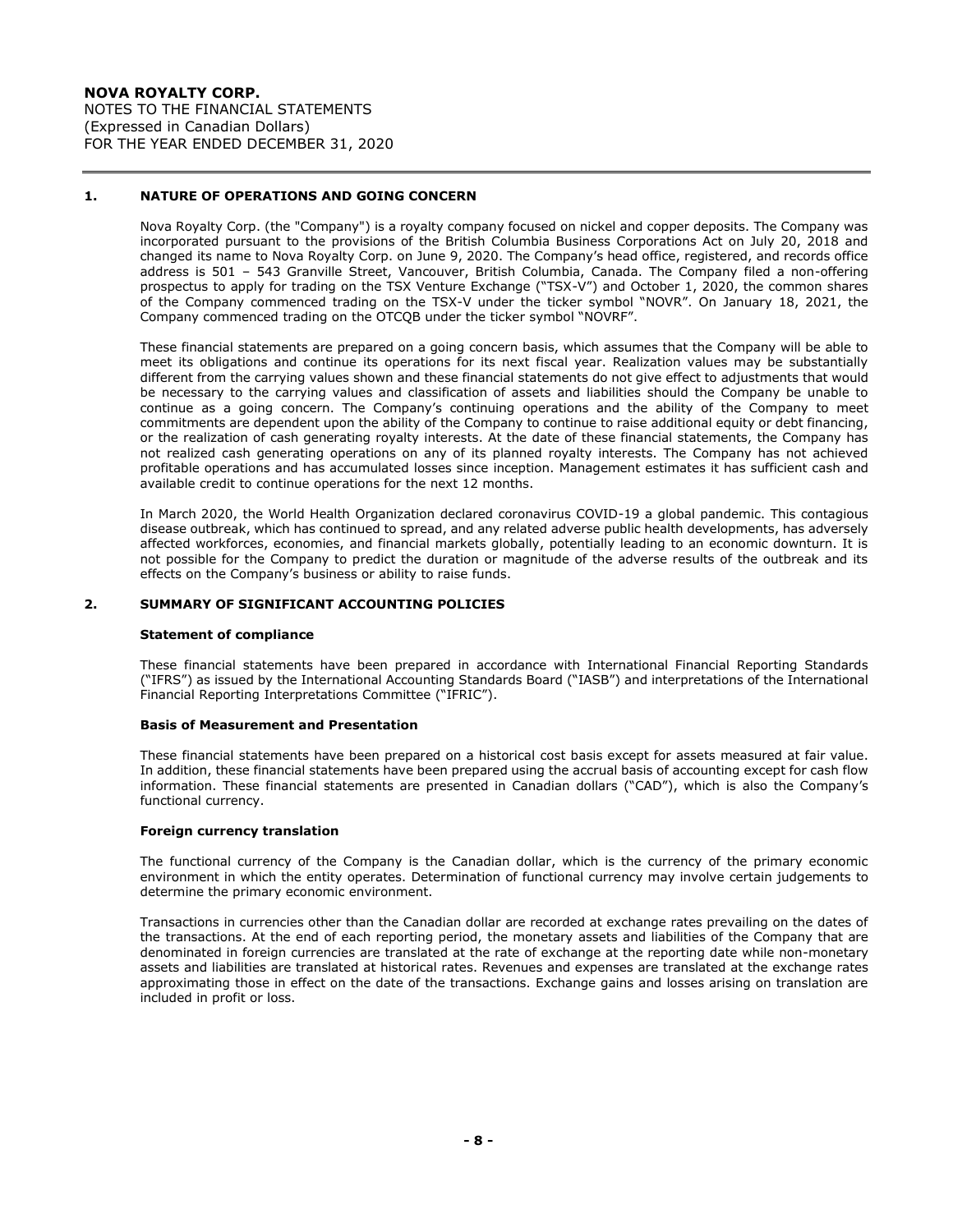**NOVA ROYALTY CORP.**
NOTES TO THE FINANCIAL STATEMENTS
(Expressed in Canadian Dollars)
FOR THE YEAR ENDED DECEMBER 31, 2020

## 1. NATURE OF OPERATIONS AND GOING CONCERN

Nova Royalty Corp. (the "Company") is a royalty company focused on nickel and copper deposits. The Company was incorporated pursuant to the provisions of the British Columbia Business Corporations Act on July 20, 2018 and changed its name to Nova Royalty Corp. on June 9, 2020. The Company's head office, registered, and records office address is 501 – 543 Granville Street, Vancouver, British Columbia, Canada. The Company filed a non-offering prospectus to apply for trading on the TSX Venture Exchange ("TSX-V") and October 1, 2020, the common shares of the Company commenced trading on the TSX-V under the ticker symbol "NOVR". On January 18, 2021, the Company commenced trading on the OTCQB under the ticker symbol "NOVRF".

These financial statements are prepared on a going concern basis, which assumes that the Company will be able to meet its obligations and continue its operations for its next fiscal year. Realization values may be substantially different from the carrying values shown and these financial statements do not give effect to adjustments that would be necessary to the carrying values and classification of assets and liabilities should the Company be unable to continue as a going concern. The Company's continuing operations and the ability of the Company to meet commitments are dependent upon the ability of the Company to continue to raise additional equity or debt financing, or the realization of cash generating royalty interests. At the date of these financial statements, the Company has not realized cash generating operations on any of its planned royalty interests. The Company has not achieved profitable operations and has accumulated losses since inception. Management estimates it has sufficient cash and available credit to continue operations for the next 12 months.

In March 2020, the World Health Organization declared coronavirus COVID-19 a global pandemic. This contagious disease outbreak, which has continued to spread, and any related adverse public health developments, has adversely affected workforces, economies, and financial markets globally, potentially leading to an economic downturn. It is not possible for the Company to predict the duration or magnitude of the adverse results of the outbreak and its effects on the Company's business or ability to raise funds.

## 2. SUMMARY OF SIGNIFICANT ACCOUNTING POLICIES

### Statement of compliance

These financial statements have been prepared in accordance with International Financial Reporting Standards ("IFRS") as issued by the International Accounting Standards Board ("IASB") and interpretations of the International Financial Reporting Interpretations Committee ("IFRIC").

### Basis of Measurement and Presentation

These financial statements have been prepared on a historical cost basis except for assets measured at fair value. In addition, these financial statements have been prepared using the accrual basis of accounting except for cash flow information. These financial statements are presented in Canadian dollars ("CAD"), which is also the Company's functional currency.

### Foreign currency translation

The functional currency of the Company is the Canadian dollar, which is the currency of the primary economic environment in which the entity operates. Determination of functional currency may involve certain judgements to determine the primary economic environment.

Transactions in currencies other than the Canadian dollar are recorded at exchange rates prevailing on the dates of the transactions. At the end of each reporting period, the monetary assets and liabilities of the Company that are denominated in foreign currencies are translated at the rate of exchange at the reporting date while non-monetary assets and liabilities are translated at historical rates. Revenues and expenses are translated at the exchange rates approximating those in effect on the date of the transactions. Exchange gains and losses arising on translation are included in profit or loss.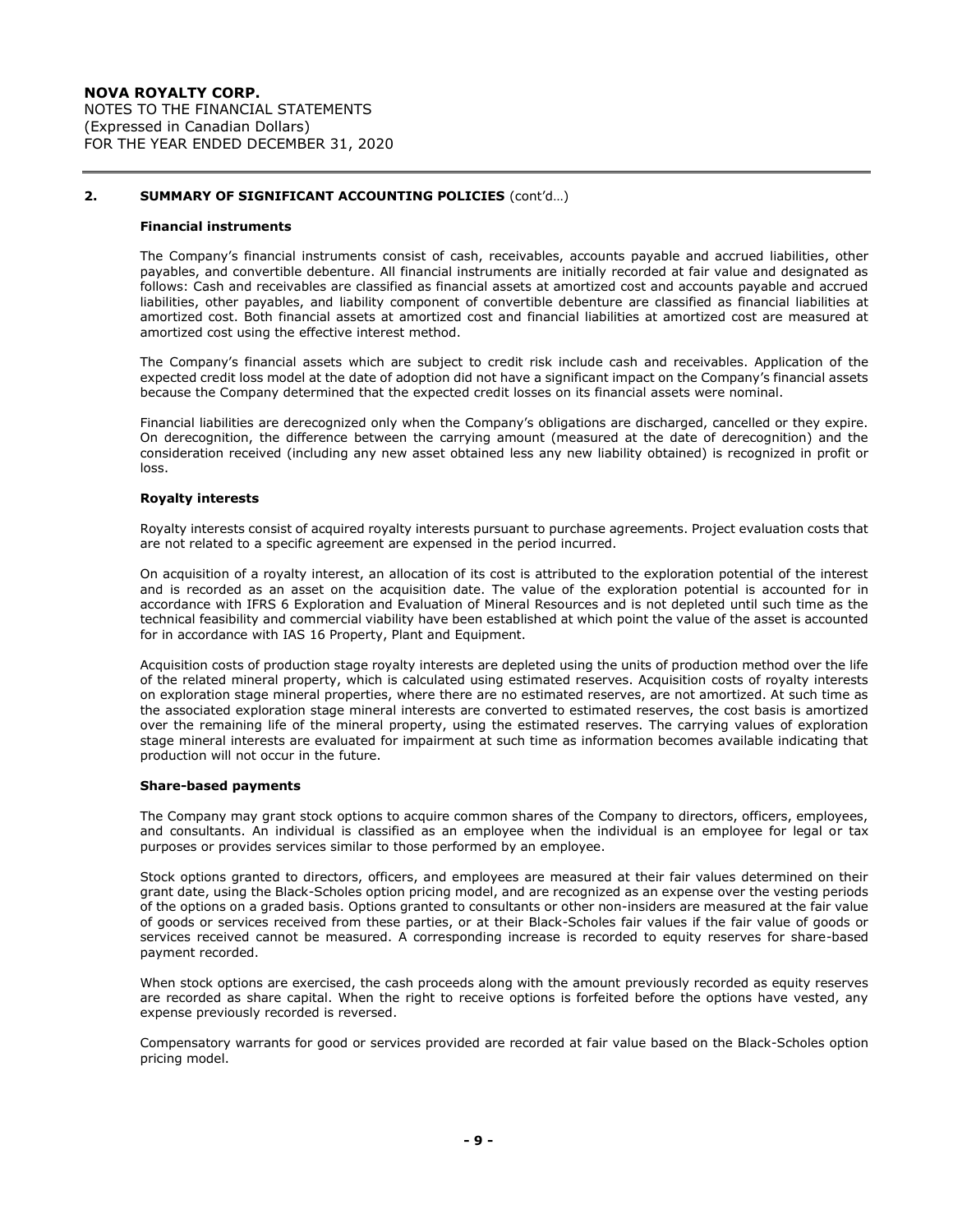## 2. SUMMARY OF SIGNIFICANT ACCOUNTING POLICIES (cont'd…)

### Financial instruments

The Company's financial instruments consist of cash, receivables, accounts payable and accrued liabilities, other payables, and convertible debenture. All financial instruments are initially recorded at fair value and designated as follows: Cash and receivables are classified as financial assets at amortized cost and accounts payable and accrued liabilities, other payables, and liability component of convertible debenture are classified as financial liabilities at amortized cost. Both financial assets at amortized cost and financial liabilities at amortized cost are measured at amortized cost using the effective interest method.

The Company's financial assets which are subject to credit risk include cash and receivables. Application of the expected credit loss model at the date of adoption did not have a significant impact on the Company's financial assets because the Company determined that the expected credit losses on its financial assets were nominal.

Financial liabilities are derecognized only when the Company's obligations are discharged, cancelled or they expire. On derecognition, the difference between the carrying amount (measured at the date of derecognition) and the consideration received (including any new asset obtained less any new liability obtained) is recognized in profit or loss.

### Royalty interests

Royalty interests consist of acquired royalty interests pursuant to purchase agreements. Project evaluation costs that are not related to a specific agreement are expensed in the period incurred.

On acquisition of a royalty interest, an allocation of its cost is attributed to the exploration potential of the interest and is recorded as an asset on the acquisition date. The value of the exploration potential is accounted for in accordance with IFRS 6 Exploration and Evaluation of Mineral Resources and is not depleted until such time as the technical feasibility and commercial viability have been established at which point the value of the asset is accounted for in accordance with IAS 16 Property, Plant and Equipment.

Acquisition costs of production stage royalty interests are depleted using the units of production method over the life of the related mineral property, which is calculated using estimated reserves. Acquisition costs of royalty interests on exploration stage mineral properties, where there are no estimated reserves, are not amortized. At such time as the associated exploration stage mineral interests are converted to estimated reserves, the cost basis is amortized over the remaining life of the mineral property, using the estimated reserves. The carrying values of exploration stage mineral interests are evaluated for impairment at such time as information becomes available indicating that production will not occur in the future.

### Share-based payments

The Company may grant stock options to acquire common shares of the Company to directors, officers, employees, and consultants. An individual is classified as an employee when the individual is an employee for legal or tax purposes or provides services similar to those performed by an employee.

Stock options granted to directors, officers, and employees are measured at their fair values determined on their grant date, using the Black-Scholes option pricing model, and are recognized as an expense over the vesting periods of the options on a graded basis. Options granted to consultants or other non-insiders are measured at the fair value of goods or services received from these parties, or at their Black-Scholes fair values if the fair value of goods or services received cannot be measured. A corresponding increase is recorded to equity reserves for share-based payment recorded.

When stock options are exercised, the cash proceeds along with the amount previously recorded as equity reserves are recorded as share capital. When the right to receive options is forfeited before the options have vested, any expense previously recorded is reversed.

Compensatory warrants for good or services provided are recorded at fair value based on the Black-Scholes option pricing model.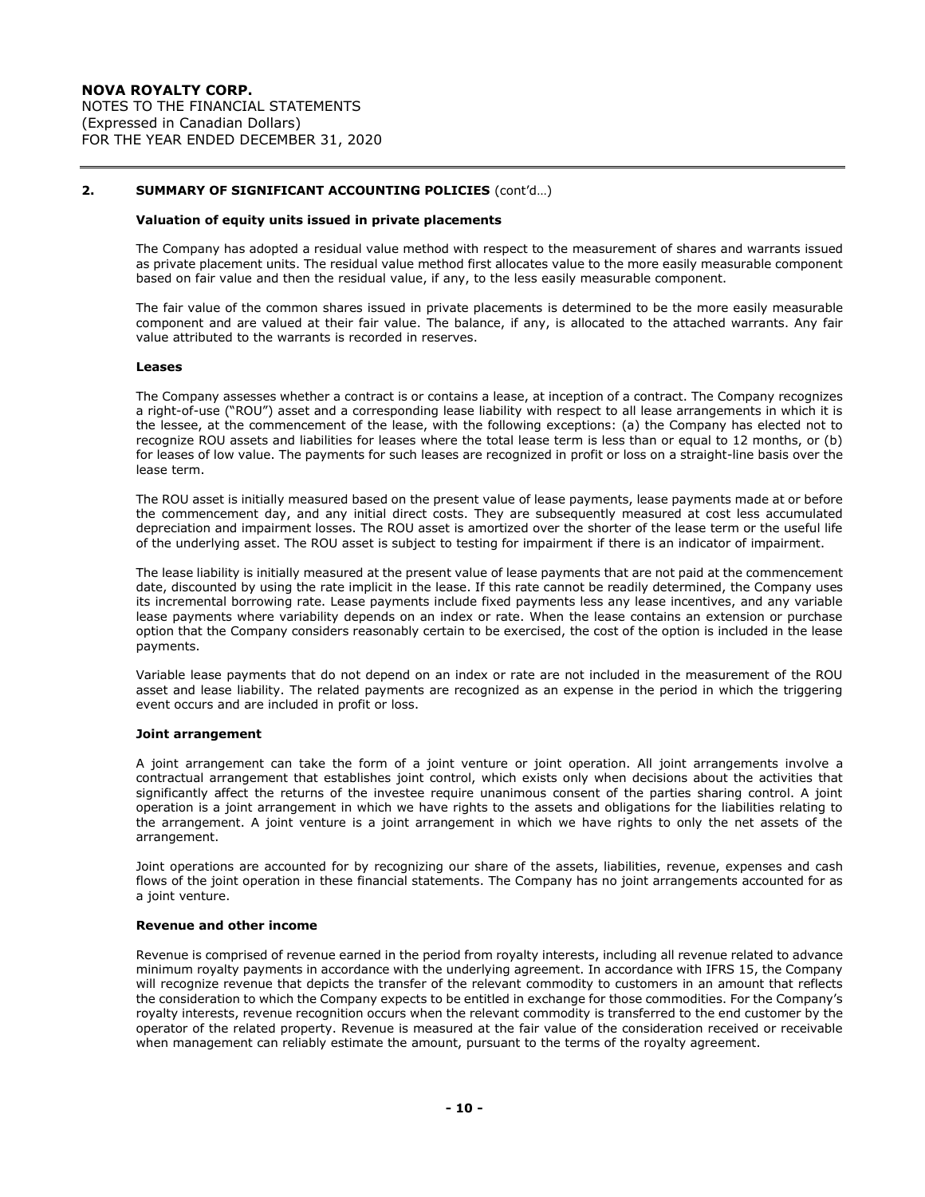## 2. SUMMARY OF SIGNIFICANT ACCOUNTING POLICIES (cont'd…)

### Valuation of equity units issued in private placements

The Company has adopted a residual value method with respect to the measurement of shares and warrants issued as private placement units. The residual value method first allocates value to the more easily measurable component based on fair value and then the residual value, if any, to the less easily measurable component.

The fair value of the common shares issued in private placements is determined to be the more easily measurable component and are valued at their fair value. The balance, if any, is allocated to the attached warrants. Any fair value attributed to the warrants is recorded in reserves.

### Leases

The Company assesses whether a contract is or contains a lease, at inception of a contract. The Company recognizes a right-of-use ("ROU") asset and a corresponding lease liability with respect to all lease arrangements in which it is the lessee, at the commencement of the lease, with the following exceptions: (a) the Company has elected not to recognize ROU assets and liabilities for leases where the total lease term is less than or equal to 12 months, or (b) for leases of low value. The payments for such leases are recognized in profit or loss on a straight-line basis over the lease term.

The ROU asset is initially measured based on the present value of lease payments, lease payments made at or before the commencement day, and any initial direct costs. They are subsequently measured at cost less accumulated depreciation and impairment losses. The ROU asset is amortized over the shorter of the lease term or the useful life of the underlying asset. The ROU asset is subject to testing for impairment if there is an indicator of impairment.

The lease liability is initially measured at the present value of lease payments that are not paid at the commencement date, discounted by using the rate implicit in the lease. If this rate cannot be readily determined, the Company uses its incremental borrowing rate. Lease payments include fixed payments less any lease incentives, and any variable lease payments where variability depends on an index or rate. When the lease contains an extension or purchase option that the Company considers reasonably certain to be exercised, the cost of the option is included in the lease payments.

Variable lease payments that do not depend on an index or rate are not included in the measurement of the ROU asset and lease liability. The related payments are recognized as an expense in the period in which the triggering event occurs and are included in profit or loss.

### Joint arrangement

A joint arrangement can take the form of a joint venture or joint operation. All joint arrangements involve a contractual arrangement that establishes joint control, which exists only when decisions about the activities that significantly affect the returns of the investee require unanimous consent of the parties sharing control. A joint operation is a joint arrangement in which we have rights to the assets and obligations for the liabilities relating to the arrangement. A joint venture is a joint arrangement in which we have rights to only the net assets of the arrangement.

Joint operations are accounted for by recognizing our share of the assets, liabilities, revenue, expenses and cash flows of the joint operation in these financial statements. The Company has no joint arrangements accounted for as a joint venture.

### Revenue and other income

Revenue is comprised of revenue earned in the period from royalty interests, including all revenue related to advance minimum royalty payments in accordance with the underlying agreement. In accordance with IFRS 15, the Company will recognize revenue that depicts the transfer of the relevant commodity to customers in an amount that reflects the consideration to which the Company expects to be entitled in exchange for those commodities. For the Company's royalty interests, revenue recognition occurs when the relevant commodity is transferred to the end customer by the operator of the related property. Revenue is measured at the fair value of the consideration received or receivable when management can reliably estimate the amount, pursuant to the terms of the royalty agreement.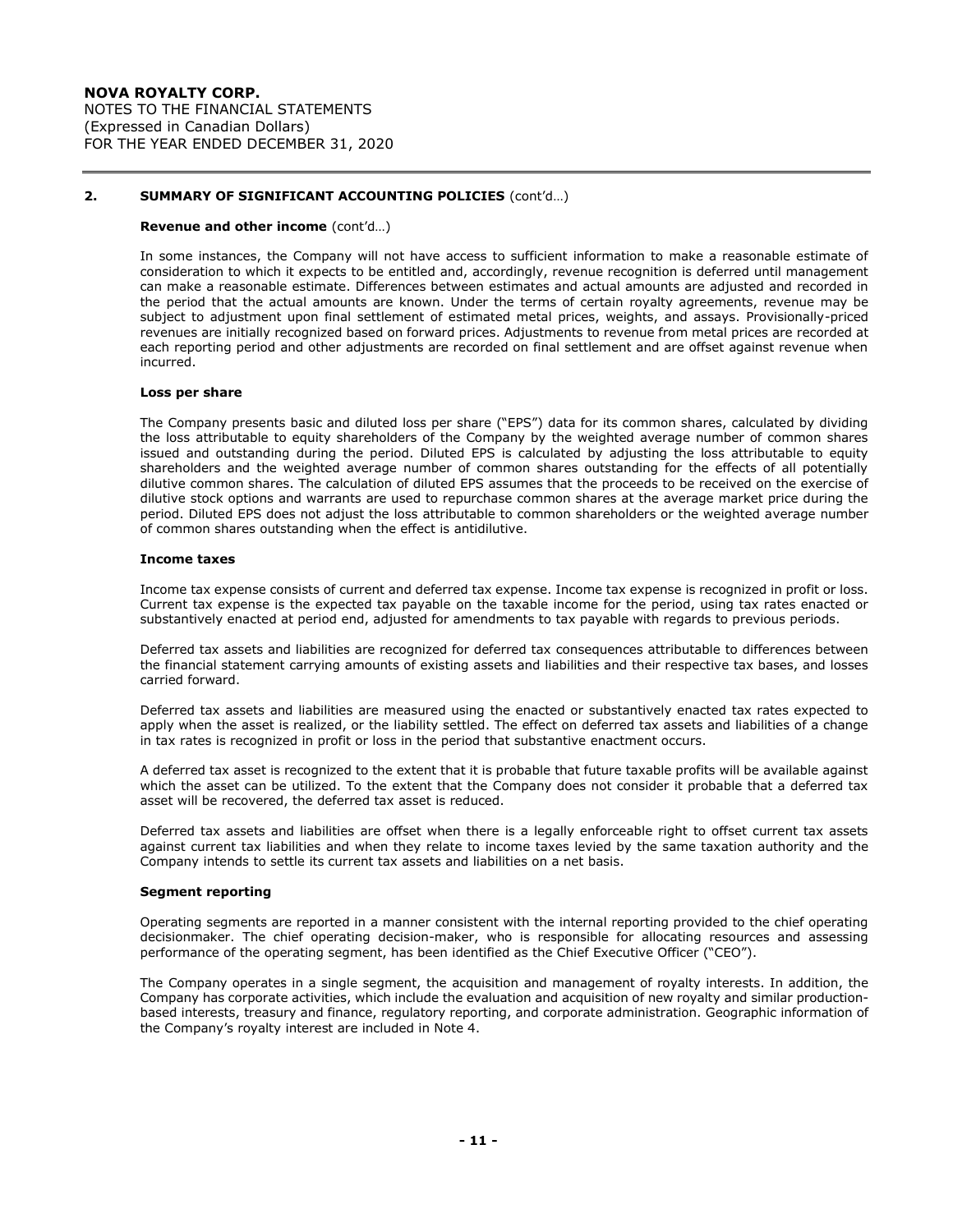## 2. SUMMARY OF SIGNIFICANT ACCOUNTING POLICIES (cont'd…)

**Revenue and other income** (cont'd…)

In some instances, the Company will not have access to sufficient information to make a reasonable estimate of consideration to which it expects to be entitled and, accordingly, revenue recognition is deferred until management can make a reasonable estimate. Differences between estimates and actual amounts are adjusted and recorded in the period that the actual amounts are known. Under the terms of certain royalty agreements, revenue may be subject to adjustment upon final settlement of estimated metal prices, weights, and assays. Provisionally-priced revenues are initially recognized based on forward prices. Adjustments to revenue from metal prices are recorded at each reporting period and other adjustments are recorded on final settlement and are offset against revenue when incurred.

**Loss per share**

The Company presents basic and diluted loss per share ("EPS") data for its common shares, calculated by dividing the loss attributable to equity shareholders of the Company by the weighted average number of common shares issued and outstanding during the period. Diluted EPS is calculated by adjusting the loss attributable to equity shareholders and the weighted average number of common shares outstanding for the effects of all potentially dilutive common shares. The calculation of diluted EPS assumes that the proceeds to be received on the exercise of dilutive stock options and warrants are used to repurchase common shares at the average market price during the period. Diluted EPS does not adjust the loss attributable to common shareholders or the weighted average number of common shares outstanding when the effect is antidilutive.

**Income taxes**

Income tax expense consists of current and deferred tax expense. Income tax expense is recognized in profit or loss. Current tax expense is the expected tax payable on the taxable income for the period, using tax rates enacted or substantively enacted at period end, adjusted for amendments to tax payable with regards to previous periods.

Deferred tax assets and liabilities are recognized for deferred tax consequences attributable to differences between the financial statement carrying amounts of existing assets and liabilities and their respective tax bases, and losses carried forward.

Deferred tax assets and liabilities are measured using the enacted or substantively enacted tax rates expected to apply when the asset is realized, or the liability settled. The effect on deferred tax assets and liabilities of a change in tax rates is recognized in profit or loss in the period that substantive enactment occurs.

A deferred tax asset is recognized to the extent that it is probable that future taxable profits will be available against which the asset can be utilized. To the extent that the Company does not consider it probable that a deferred tax asset will be recovered, the deferred tax asset is reduced.

Deferred tax assets and liabilities are offset when there is a legally enforceable right to offset current tax assets against current tax liabilities and when they relate to income taxes levied by the same taxation authority and the Company intends to settle its current tax assets and liabilities on a net basis.

**Segment reporting**

Operating segments are reported in a manner consistent with the internal reporting provided to the chief operating decisionmaker. The chief operating decision-maker, who is responsible for allocating resources and assessing performance of the operating segment, has been identified as the Chief Executive Officer ("CEO").

The Company operates in a single segment, the acquisition and management of royalty interests. In addition, the Company has corporate activities, which include the evaluation and acquisition of new royalty and similar production-based interests, treasury and finance, regulatory reporting, and corporate administration. Geographic information of the Company's royalty interest are included in Note 4.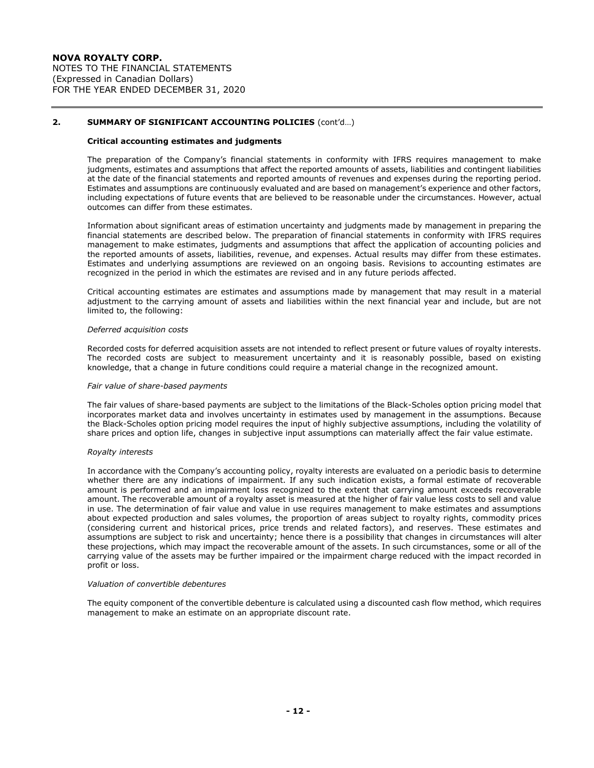## 2. SUMMARY OF SIGNIFICANT ACCOUNTING POLICIES (cont'd…)

### Critical accounting estimates and judgments

The preparation of the Company's financial statements in conformity with IFRS requires management to make judgments, estimates and assumptions that affect the reported amounts of assets, liabilities and contingent liabilities at the date of the financial statements and reported amounts of revenues and expenses during the reporting period. Estimates and assumptions are continuously evaluated and are based on management's experience and other factors, including expectations of future events that are believed to be reasonable under the circumstances. However, actual outcomes can differ from these estimates.

Information about significant areas of estimation uncertainty and judgments made by management in preparing the financial statements are described below. The preparation of financial statements in conformity with IFRS requires management to make estimates, judgments and assumptions that affect the application of accounting policies and the reported amounts of assets, liabilities, revenue, and expenses. Actual results may differ from these estimates. Estimates and underlying assumptions are reviewed on an ongoing basis. Revisions to accounting estimates are recognized in the period in which the estimates are revised and in any future periods affected.

Critical accounting estimates are estimates and assumptions made by management that may result in a material adjustment to the carrying amount of assets and liabilities within the next financial year and include, but are not limited to, the following:

*Deferred acquisition costs*

Recorded costs for deferred acquisition assets are not intended to reflect present or future values of royalty interests. The recorded costs are subject to measurement uncertainty and it is reasonably possible, based on existing knowledge, that a change in future conditions could require a material change in the recognized amount.

*Fair value of share-based payments*

The fair values of share-based payments are subject to the limitations of the Black-Scholes option pricing model that incorporates market data and involves uncertainty in estimates used by management in the assumptions. Because the Black-Scholes option pricing model requires the input of highly subjective assumptions, including the volatility of share prices and option life, changes in subjective input assumptions can materially affect the fair value estimate.

*Royalty interests*

In accordance with the Company's accounting policy, royalty interests are evaluated on a periodic basis to determine whether there are any indications of impairment. If any such indication exists, a formal estimate of recoverable amount is performed and an impairment loss recognized to the extent that carrying amount exceeds recoverable amount. The recoverable amount of a royalty asset is measured at the higher of fair value less costs to sell and value in use. The determination of fair value and value in use requires management to make estimates and assumptions about expected production and sales volumes, the proportion of areas subject to royalty rights, commodity prices (considering current and historical prices, price trends and related factors), and reserves. These estimates and assumptions are subject to risk and uncertainty; hence there is a possibility that changes in circumstances will alter these projections, which may impact the recoverable amount of the assets. In such circumstances, some or all of the carrying value of the assets may be further impaired or the impairment charge reduced with the impact recorded in profit or loss.

*Valuation of convertible debentures*

The equity component of the convertible debenture is calculated using a discounted cash flow method, which requires management to make an estimate on an appropriate discount rate.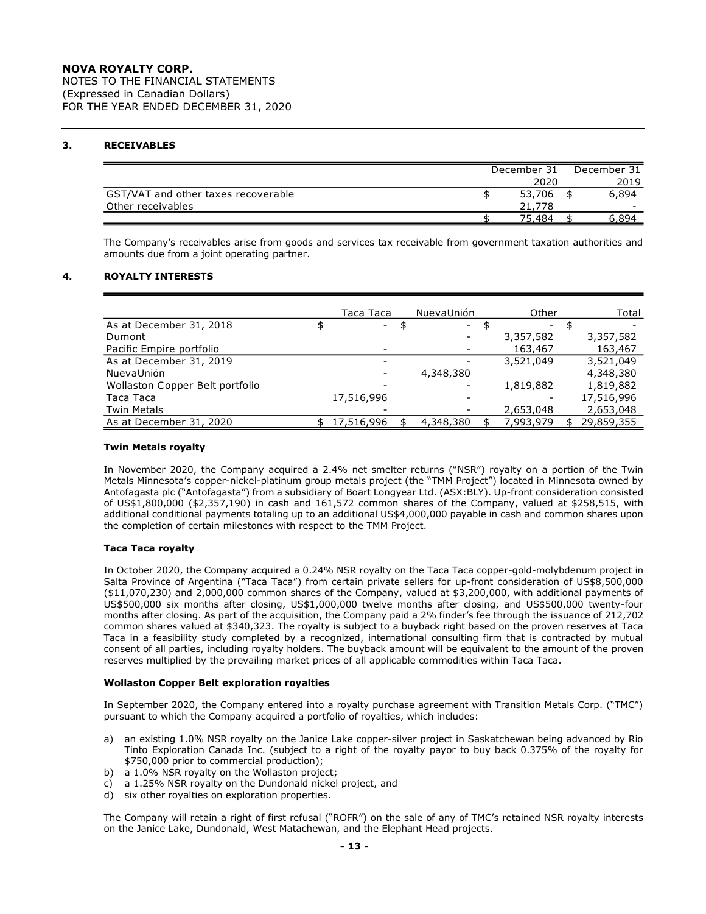**NOVA ROYALTY CORP.**
NOTES TO THE FINANCIAL STATEMENTS
(Expressed in Canadian Dollars)
FOR THE YEAR ENDED DECEMBER 31, 2020

## 3. RECEIVABLES

| | December 31 2020 | December 31 2019 |
|---|---|---|
| GST/VAT and other taxes recoverable | $ 53,706 | $ 6,894 |
| Other receivables | 21,778 | - |
| | $ 75,484 | $ 6,894 |

The Company's receivables arise from goods and services tax receivable from government taxation authorities and amounts due from a joint operating partner.

## 4. ROYALTY INTERESTS

| | Taca Taca | NuevaUnión | Other | Total |
|---|---|---|---|---|
| As at December 31, 2018 | $ - | $ - | $ - | $ - |
| Dumont | | - | 3,357,582 | 3,357,582 |
| Pacific Empire portfolio | - | - | 163,467 | 163,467 |
| As at December 31, 2019 | - | - | 3,521,049 | 3,521,049 |
| NuevaUnión | - | 4,348,380 | | 4,348,380 |
| Wollaston Copper Belt portfolio | - | - | 1,819,882 | 1,819,882 |
| Taca Taca | 17,516,996 | - | - | 17,516,996 |
| Twin Metals | - | - | 2,653,048 | 2,653,048 |
| As at December 31, 2020 | $ 17,516,996 | $ 4,348,380 | $ 7,993,979 | $ 29,859,355 |

**Twin Metals royalty**

In November 2020, the Company acquired a 2.4% net smelter returns ("NSR") royalty on a portion of the Twin Metals Minnesota's copper-nickel-platinum group metals project (the "TMM Project") located in Minnesota owned by Antofagasta plc ("Antofagasta") from a subsidiary of Boart Longyear Ltd. (ASX:BLY). Up-front consideration consisted of US$1,800,000 ($2,357,190) in cash and 161,572 common shares of the Company, valued at $258,515, with additional conditional payments totaling up to an additional US$4,000,000 payable in cash and common shares upon the completion of certain milestones with respect to the TMM Project.

**Taca Taca royalty**

In October 2020, the Company acquired a 0.24% NSR royalty on the Taca Taca copper-gold-molybdenum project in Salta Province of Argentina ("Taca Taca") from certain private sellers for up-front consideration of US$8,500,000 ($11,070,230) and 2,000,000 common shares of the Company, valued at $3,200,000, with additional payments of US$500,000 six months after closing, US$1,000,000 twelve months after closing, and US$500,000 twenty-four months after closing. As part of the acquisition, the Company paid a 2% finder's fee through the issuance of 212,702 common shares valued at $340,323. The royalty is subject to a buyback right based on the proven reserves at Taca Taca in a feasibility study completed by a recognized, international consulting firm that is contracted by mutual consent of all parties, including royalty holders. The buyback amount will be equivalent to the amount of the proven reserves multiplied by the prevailing market prices of all applicable commodities within Taca Taca.

**Wollaston Copper Belt exploration royalties**

In September 2020, the Company entered into a royalty purchase agreement with Transition Metals Corp. ("TMC") pursuant to which the Company acquired a portfolio of royalties, which includes:

a) an existing 1.0% NSR royalty on the Janice Lake copper-silver project in Saskatchewan being advanced by Rio Tinto Exploration Canada Inc. (subject to a right of the royalty payor to buy back 0.375% of the royalty for $750,000 prior to commercial production);
b) a 1.0% NSR royalty on the Wollaston project;
c) a 1.25% NSR royalty on the Dundonald nickel project, and
d) six other royalties on exploration properties.

The Company will retain a right of first refusal ("ROFR") on the sale of any of TMC's retained NSR royalty interests on the Janice Lake, Dundonald, West Matachewan, and the Elephant Head projects.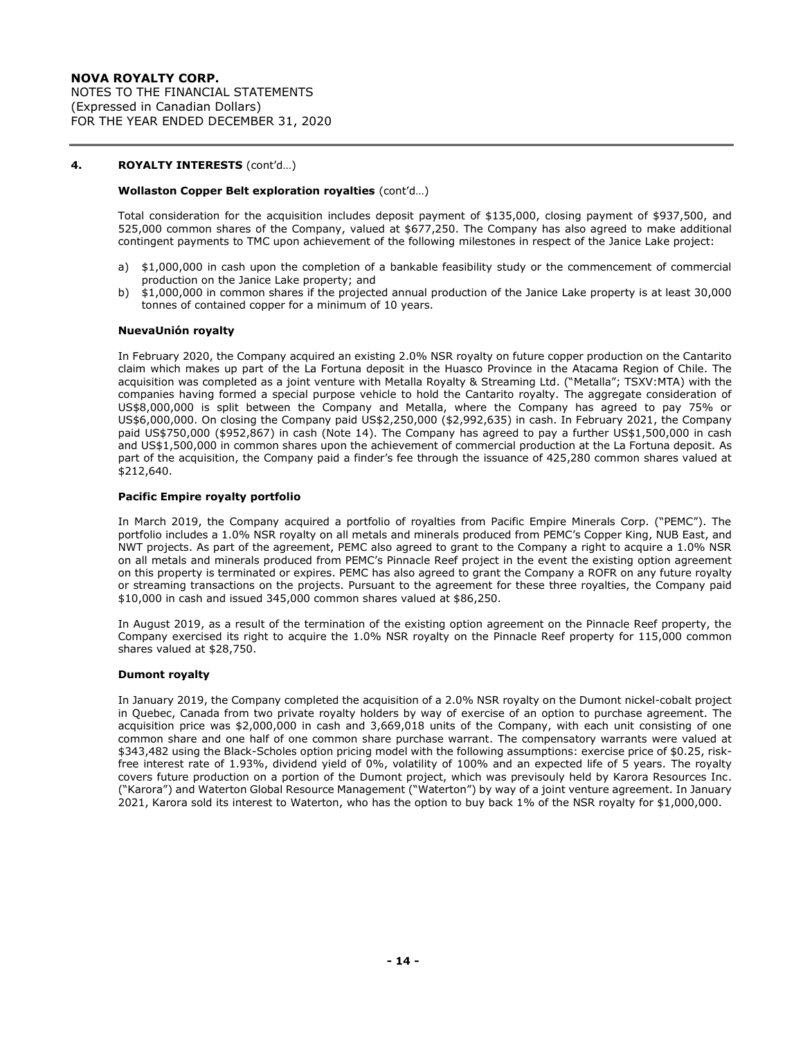## 4. ROYALTY INTERESTS (cont'd…)

### Wollaston Copper Belt exploration royalties (cont'd…)

Total consideration for the acquisition includes deposit payment of $135,000, closing payment of $937,500, and 525,000 common shares of the Company, valued at $677,250. The Company has also agreed to make additional contingent payments to TMC upon achievement of the following milestones in respect of the Janice Lake project:

a) $1,000,000 in cash upon the completion of a bankable feasibility study or the commencement of commercial production on the Janice Lake property; and
b) $1,000,000 in common shares if the projected annual production of the Janice Lake property is at least 30,000 tonnes of contained copper for a minimum of 10 years.

### NuevaUnión royalty

In February 2020, the Company acquired an existing 2.0% NSR royalty on future copper production on the Cantarito claim which makes up part of the La Fortuna deposit in the Huasco Province in the Atacama Region of Chile. The acquisition was completed as a joint venture with Metalla Royalty & Streaming Ltd. ("Metalla"; TSXV:MTA) with the companies having formed a special purpose vehicle to hold the Cantarito royalty. The aggregate consideration of US$8,000,000 is split between the Company and Metalla, where the Company has agreed to pay 75% or US$6,000,000. On closing the Company paid US$2,250,000 ($2,992,635) in cash. In February 2021, the Company paid US$750,000 ($952,867) in cash (Note 14). The Company has agreed to pay a further US$1,500,000 in cash and US$1,500,000 in common shares upon the achievement of commercial production at the La Fortuna deposit. As part of the acquisition, the Company paid a finder's fee through the issuance of 425,280 common shares valued at $212,640.

### Pacific Empire royalty portfolio

In March 2019, the Company acquired a portfolio of royalties from Pacific Empire Minerals Corp. ("PEMC"). The portfolio includes a 1.0% NSR royalty on all metals and minerals produced from PEMC's Copper King, NUB East, and NWT projects. As part of the agreement, PEMC also agreed to grant to the Company a right to acquire a 1.0% NSR on all metals and minerals produced from PEMC's Pinnacle Reef project in the event the existing option agreement on this property is terminated or expires. PEMC has also agreed to grant the Company a ROFR on any future royalty or streaming transactions on the projects. Pursuant to the agreement for these three royalties, the Company paid $10,000 in cash and issued 345,000 common shares valued at $86,250.

In August 2019, as a result of the termination of the existing option agreement on the Pinnacle Reef property, the Company exercised its right to acquire the 1.0% NSR royalty on the Pinnacle Reef property for 115,000 common shares valued at $28,750.

### Dumont royalty

In January 2019, the Company completed the acquisition of a 2.0% NSR royalty on the Dumont nickel-cobalt project in Quebec, Canada from two private royalty holders by way of exercise of an option to purchase agreement. The acquisition price was $2,000,000 in cash and 3,669,018 units of the Company, with each unit consisting of one common share and one half of one common share purchase warrant. The compensatory warrants were valued at $343,482 using the Black-Scholes option pricing model with the following assumptions: exercise price of $0.25, risk-free interest rate of 1.93%, dividend yield of 0%, volatility of 100% and an expected life of 5 years. The royalty covers future production on a portion of the Dumont project, which was previsouly held by Karora Resources Inc. ("Karora") and Waterton Global Resource Management ("Waterton") by way of a joint venture agreement. In January 2021, Karora sold its interest to Waterton, who has the option to buy back 1% of the NSR royalty for $1,000,000.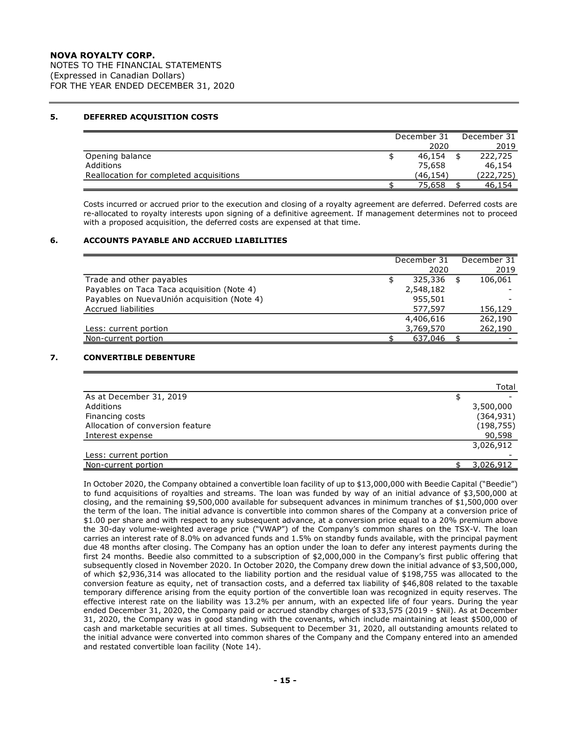**NOVA ROYALTY CORP.**
NOTES TO THE FINANCIAL STATEMENTS
(Expressed in Canadian Dollars)
FOR THE YEAR ENDED DECEMBER 31, 2020

## 5. DEFERRED ACQUISITION COSTS

| | December 31 2020 | December 31 2019 |
|---|---|---|
| Opening balance | $ 46,154 | $ 222,725 |
| Additions | 75,658 | 46,154 |
| Reallocation for completed acquisitions | (46,154) | (222,725) |
| | $ 75,658 | $ 46,154 |

Costs incurred or accrued prior to the execution and closing of a royalty agreement are deferred. Deferred costs are re-allocated to royalty interests upon signing of a definitive agreement. If management determines not to proceed with a proposed acquisition, the deferred costs are expensed at that time.

## 6. ACCOUNTS PAYABLE AND ACCRUED LIABILITIES

| | December 31 2020 | December 31 2019 |
|---|---|---|
| Trade and other payables | $ 325,336 | $ 106,061 |
| Payables on Taca Taca acquisition (Note 4) | 2,548,182 | - |
| Payables on NuevaUnión acquisition (Note 4) | 955,501 | - |
| Accrued liabilities | 577,597 | 156,129 |
| | 4,406,616 | 262,190 |
| Less: current portion | 3,769,570 | 262,190 |
| Non-current portion | $ 637,046 | $ - |

## 7. CONVERTIBLE DEBENTURE

| | Total |
|---|---|
| As at December 31, 2019 | $ - |
| Additions | 3,500,000 |
| Financing costs | (364,931) |
| Allocation of conversion feature | (198,755) |
| Interest expense | 90,598 |
| | 3,026,912 |
| Less: current portion | - |
| Non-current portion | $ 3,026,912 |

In October 2020, the Company obtained a convertible loan facility of up to $13,000,000 with Beedie Capital ("Beedie") to fund acquisitions of royalties and streams. The loan was funded by way of an initial advance of $3,500,000 at closing, and the remaining $9,500,000 available for subsequent advances in minimum tranches of $1,500,000 over the term of the loan. The initial advance is convertible into common shares of the Company at a conversion price of $1.00 per share and with respect to any subsequent advance, at a conversion price equal to a 20% premium above the 30-day volume-weighted average price ("VWAP") of the Company's common shares on the TSX-V. The loan carries an interest rate of 8.0% on advanced funds and 1.5% on standby funds available, with the principal payment due 48 months after closing. The Company has an option under the loan to defer any interest payments during the first 24 months. Beedie also committed to a subscription of $2,000,000 in the Company's first public offering that subsequently closed in November 2020. In October 2020, the Company drew down the initial advance of $3,500,000, of which $2,936,314 was allocated to the liability portion and the residual value of $198,755 was allocated to the conversion feature as equity, net of transaction costs, and a deferred tax liability of $46,808 related to the taxable temporary difference arising from the equity portion of the convertible loan was recognized in equity reserves. The effective interest rate on the liability was 13.2% per annum, with an expected life of four years. During the year ended December 31, 2020, the Company paid or accrued standby charges of $33,575 (2019 - $Nil). As at December 31, 2020, the Company was in good standing with the covenants, which include maintaining at least $500,000 of cash and marketable securities at all times. Subsequent to December 31, 2020, all outstanding amounts related to the initial advance were converted into common shares of the Company and the Company entered into an amended and restated convertible loan facility (Note 14).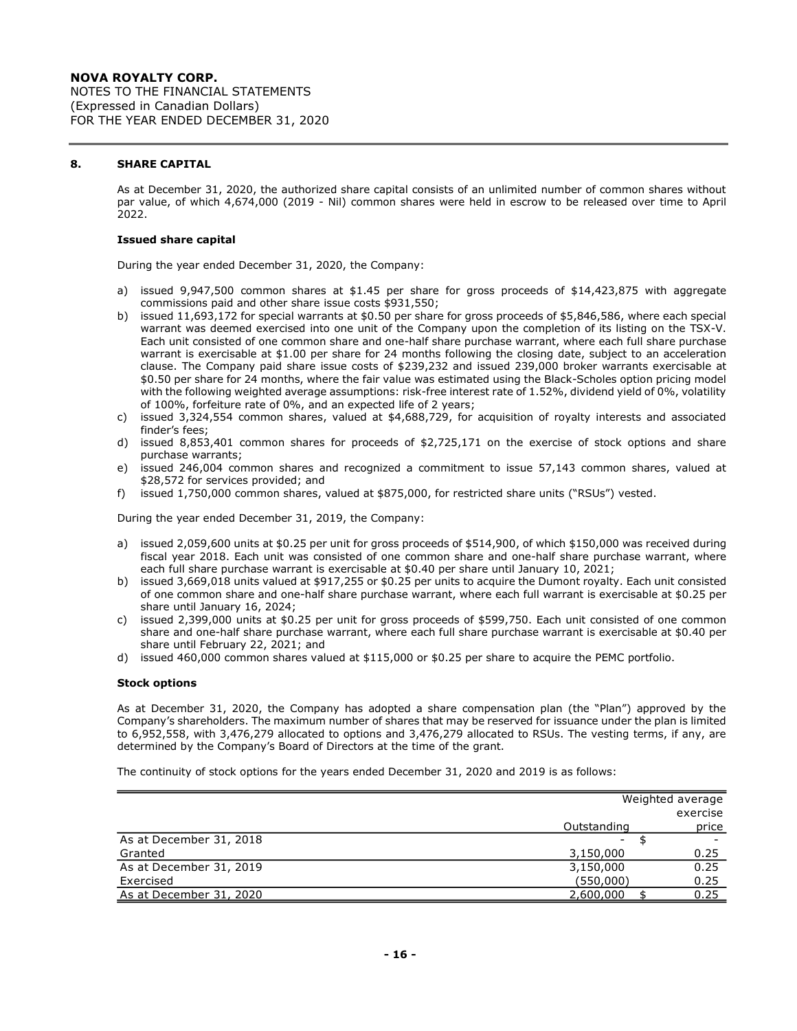**NOVA ROYALTY CORP.**
NOTES TO THE FINANCIAL STATEMENTS
(Expressed in Canadian Dollars)
FOR THE YEAR ENDED DECEMBER 31, 2020

## 8. SHARE CAPITAL

As at December 31, 2020, the authorized share capital consists of an unlimited number of common shares without par value, of which 4,674,000 (2019 - Nil) common shares were held in escrow to be released over time to April 2022.

### Issued share capital

During the year ended December 31, 2020, the Company:

a) issued 9,947,500 common shares at $1.45 per share for gross proceeds of $14,423,875 with aggregate commissions paid and other share issue costs $931,550;
b) issued 11,693,172 for special warrants at $0.50 per share for gross proceeds of $5,846,586, where each special warrant was deemed exercised into one unit of the Company upon the completion of its listing on the TSX-V. Each unit consisted of one common share and one-half share purchase warrant, where each full share purchase warrant is exercisable at $1.00 per share for 24 months following the closing date, subject to an acceleration clause. The Company paid share issue costs of $239,232 and issued 239,000 broker warrants exercisable at $0.50 per share for 24 months, where the fair value was estimated using the Black-Scholes option pricing model with the following weighted average assumptions: risk-free interest rate of 1.52%, dividend yield of 0%, volatility of 100%, forfeiture rate of 0%, and an expected life of 2 years;
c) issued 3,324,554 common shares, valued at $4,688,729, for acquisition of royalty interests and associated finder's fees;
d) issued 8,853,401 common shares for proceeds of $2,725,171 on the exercise of stock options and share purchase warrants;
e) issued 246,004 common shares and recognized a commitment to issue 57,143 common shares, valued at $28,572 for services provided; and
f) issued 1,750,000 common shares, valued at $875,000, for restricted share units ("RSUs") vested.

During the year ended December 31, 2019, the Company:

a) issued 2,059,600 units at $0.25 per unit for gross proceeds of $514,900, of which $150,000 was received during fiscal year 2018. Each unit was consisted of one common share and one-half share purchase warrant, where each full share purchase warrant is exercisable at $0.40 per share until January 10, 2021;
b) issued 3,669,018 units valued at $917,255 or $0.25 per units to acquire the Dumont royalty. Each unit consisted of one common share and one-half share purchase warrant, where each full warrant is exercisable at $0.25 per share until January 16, 2024;
c) issued 2,399,000 units at $0.25 per unit for gross proceeds of $599,750. Each unit consisted of one common share and one-half share purchase warrant, where each full share purchase warrant is exercisable at $0.40 per share until February 22, 2021; and
d) issued 460,000 common shares valued at $115,000 or $0.25 per share to acquire the PEMC portfolio.

### Stock options

As at December 31, 2020, the Company has adopted a share compensation plan (the "Plan") approved by the Company's shareholders. The maximum number of shares that may be reserved for issuance under the plan is limited to 6,952,558, with 3,476,279 allocated to options and 3,476,279 allocated to RSUs. The vesting terms, if any, are determined by the Company's Board of Directors at the time of the grant.

The continuity of stock options for the years ended December 31, 2020 and 2019 is as follows:

| | Outstanding | Weighted average exercise price |
|---|---|---|
| As at December 31, 2018 | - | $ - |
| Granted | 3,150,000 | 0.25 |
| As at December 31, 2019 | 3,150,000 | 0.25 |
| Exercised | (550,000) | 0.25 |
| As at December 31, 2020 | 2,600,000 | $ 0.25 |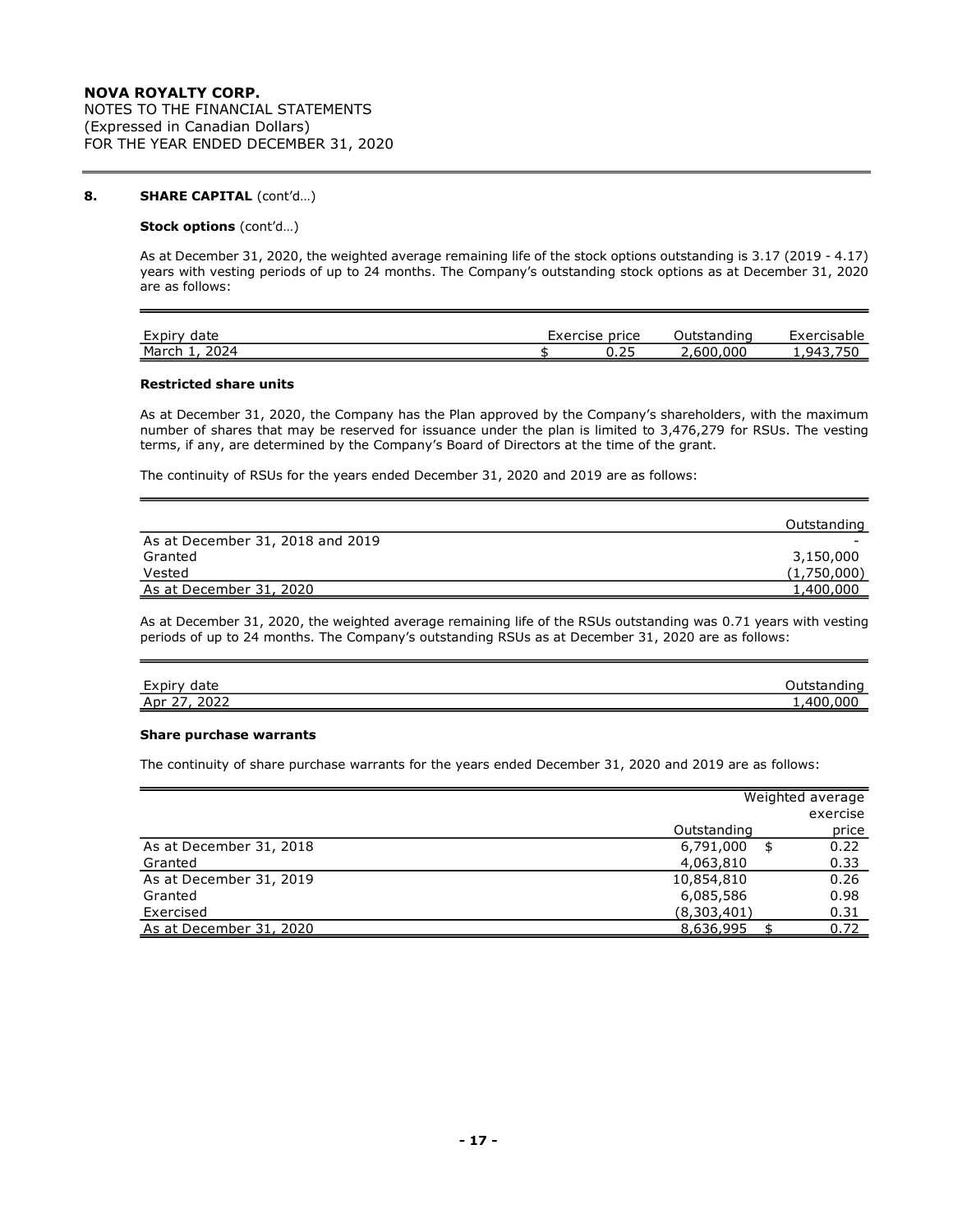**NOVA ROYALTY CORP.**
NOTES TO THE FINANCIAL STATEMENTS
(Expressed in Canadian Dollars)
FOR THE YEAR ENDED DECEMBER 31, 2020

**8. SHARE CAPITAL** (cont'd…)

**Stock options** (cont'd…)

As at December 31, 2020, the weighted average remaining life of the stock options outstanding is 3.17 (2019 - 4.17) years with vesting periods of up to 24 months. The Company's outstanding stock options as at December 31, 2020 are as follows:

| Expiry date | Exercise price | Outstanding | Exercisable |
|---|---|---|---|
| March 1, 2024 | $ 0.25 | 2,600,000 | 1,943,750 |

**Restricted share units**

As at December 31, 2020, the Company has the Plan approved by the Company's shareholders, with the maximum number of shares that may be reserved for issuance under the plan is limited to 3,476,279 for RSUs. The vesting terms, if any, are determined by the Company's Board of Directors at the time of the grant.

The continuity of RSUs for the years ended December 31, 2020 and 2019 are as follows:

| | Outstanding |
|---|---|
| As at December 31, 2018 and 2019 | - |
| Granted | 3,150,000 |
| Vested | (1,750,000) |
| As at December 31, 2020 | 1,400,000 |

As at December 31, 2020, the weighted average remaining life of the RSUs outstanding was 0.71 years with vesting periods of up to 24 months. The Company's outstanding RSUs as at December 31, 2020 are as follows:

| Expiry date | Outstanding |
|---|---|
| Apr 27, 2022 | 1,400,000 |

**Share purchase warrants**

The continuity of share purchase warrants for the years ended December 31, 2020 and 2019 are as follows:

| | Outstanding | Weighted average exercise price |
|---|---|---|
| As at December 31, 2018 | 6,791,000 | $ 0.22 |
| Granted | 4,063,810 | 0.33 |
| As at December 31, 2019 | 10,854,810 | 0.26 |
| Granted | 6,085,586 | 0.98 |
| Exercised | (8,303,401) | 0.31 |
| As at December 31, 2020 | 8,636,995 | $ 0.72 |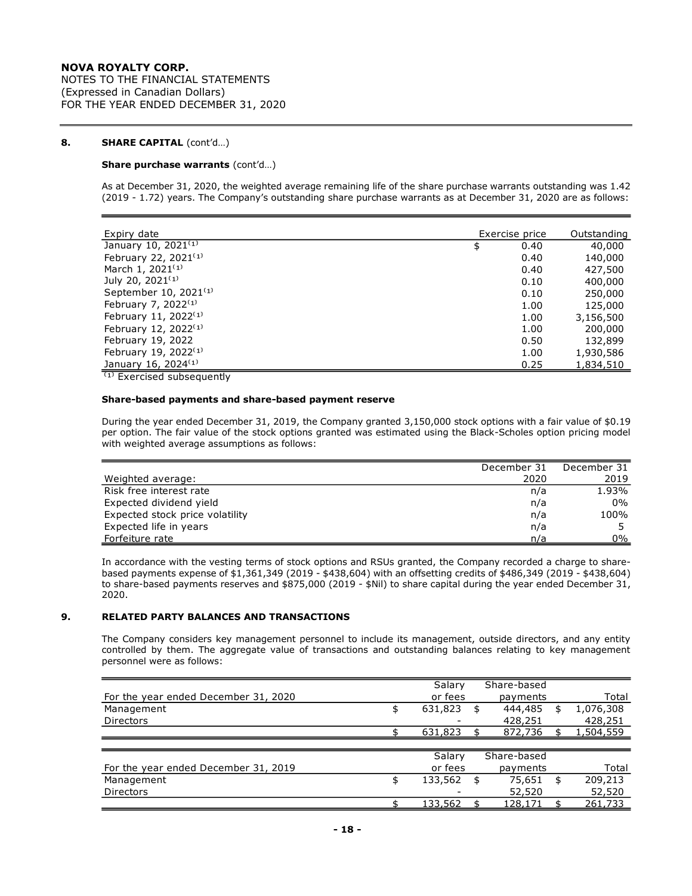## 8. SHARE CAPITAL (cont'd…)

### Share purchase warrants (cont'd…)

As at December 31, 2020, the weighted average remaining life of the share purchase warrants outstanding was 1.42 (2019 - 1.72) years. The Company's outstanding share purchase warrants as at December 31, 2020 are as follows:

| Expiry date | Exercise price | Outstanding |
|---|---|---|
| January 10, 2021[1] | $ 0.40 | 40,000 |
| February 22, 2021[1] | 0.40 | 140,000 |
| March 1, 2021[1] | 0.40 | 427,500 |
| July 20, 2021[1] | 0.10 | 400,000 |
| September 10, 2021[1] | 0.10 | 250,000 |
| February 7, 2022[1] | 1.00 | 125,000 |
| February 11, 2022[1] | 1.00 | 3,156,500 |
| February 12, 2022[1] | 1.00 | 200,000 |
| February 19, 2022 | 0.50 | 132,899 |
| February 19, 2022[1] | 1.00 | 1,930,586 |
| January 16, 2024[1] | 0.25 | 1,834,510 |

[1] Exercised subsequently

### Share-based payments and share-based payment reserve

During the year ended December 31, 2019, the Company granted 3,150,000 stock options with a fair value of $0.19 per option. The fair value of the stock options granted was estimated using the Black-Scholes option pricing model with weighted average assumptions as follows:

| Weighted average: | December 31 2020 | December 31 2019 |
|---|---|---|
| Risk free interest rate | n/a | 1.93% |
| Expected dividend yield | n/a | 0% |
| Expected stock price volatility | n/a | 100% |
| Expected life in years | n/a | 5 |
| Forfeiture rate | n/a | 0% |

In accordance with the vesting terms of stock options and RSUs granted, the Company recorded a charge to share-based payments expense of $1,361,349 (2019 - $438,604) with an offsetting credits of $486,349 (2019 - $438,604) to share-based payments reserves and $875,000 (2019 - $Nil) to share capital during the year ended December 31, 2020.

## 9. RELATED PARTY BALANCES AND TRANSACTIONS

The Company considers key management personnel to include its management, outside directors, and any entity controlled by them. The aggregate value of transactions and outstanding balances relating to key management personnel were as follows:

| For the year ended December 31, 2020 | Salary or fees | Share-based payments | Total |
|---|---|---|---|
| Management | $ 631,823 | $ 444,485 | $ 1,076,308 |
| Directors | - | 428,251 | 428,251 |
| | $ 631,823 | $ 872,736 | $ 1,504,559 |

| For the year ended December 31, 2019 | Salary or fees | Share-based payments | Total |
|---|---|---|---|
| Management | $ 133,562 | $ 75,651 | $ 209,213 |
| Directors | - | 52,520 | 52,520 |
| | $ 133,562 | $ 128,171 | $ 261,733 |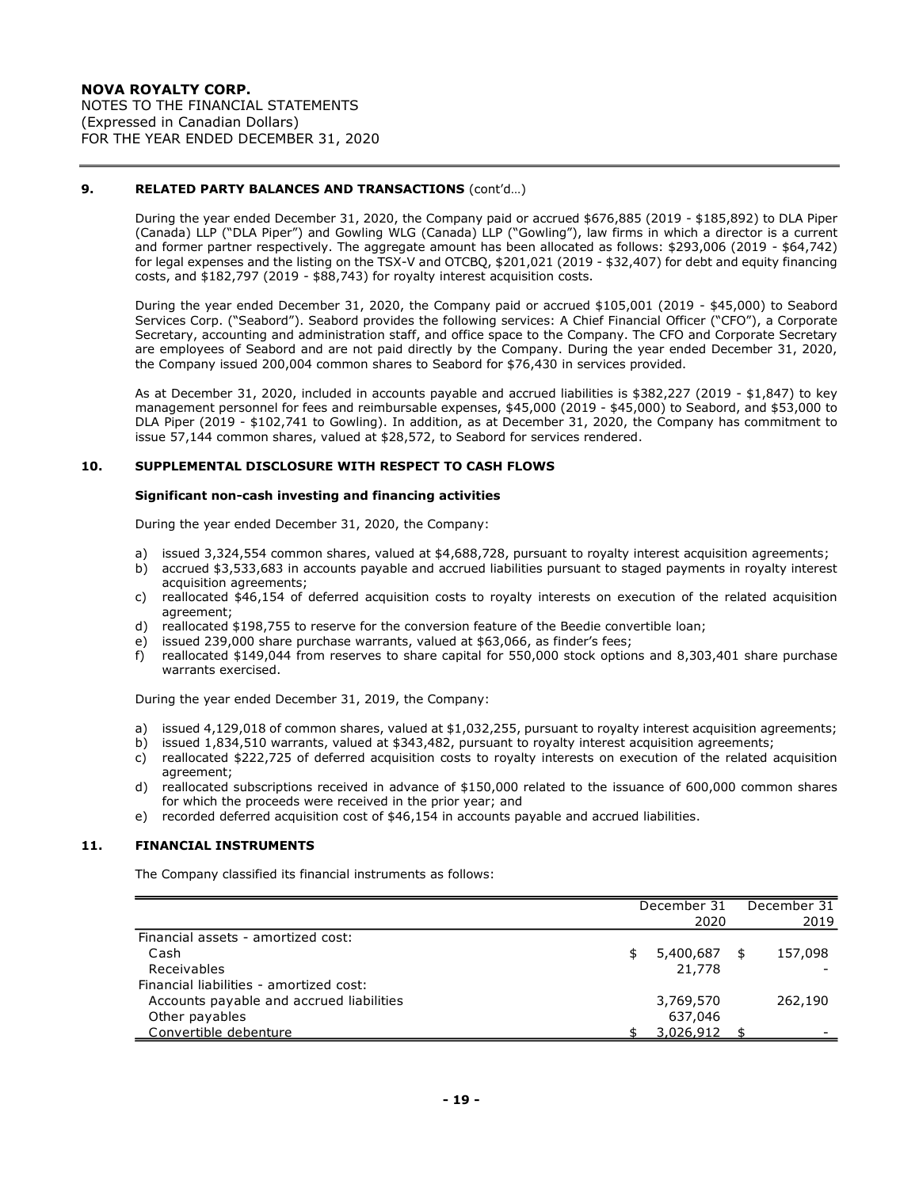### 9. RELATED PARTY BALANCES AND TRANSACTIONS (cont'd…)

During the year ended December 31, 2020, the Company paid or accrued $676,885 (2019 - $185,892) to DLA Piper (Canada) LLP ("DLA Piper") and Gowling WLG (Canada) LLP ("Gowling"), law firms in which a director is a current and former partner respectively. The aggregate amount has been allocated as follows: $293,006 (2019 - $64,742) for legal expenses and the listing on the TSX-V and OTCBQ, $201,021 (2019 - $32,407) for debt and equity financing costs, and $182,797 (2019 - $88,743) for royalty interest acquisition costs.

During the year ended December 31, 2020, the Company paid or accrued $105,001 (2019 - $45,000) to Seabord Services Corp. ("Seabord"). Seabord provides the following services: A Chief Financial Officer ("CFO"), a Corporate Secretary, accounting and administration staff, and office space to the Company. The CFO and Corporate Secretary are employees of Seabord and are not paid directly by the Company. During the year ended December 31, 2020, the Company issued 200,004 common shares to Seabord for $76,430 in services provided.

As at December 31, 2020, included in accounts payable and accrued liabilities is $382,227 (2019 - $1,847) to key management personnel for fees and reimbursable expenses, $45,000 (2019 - $45,000) to Seabord, and $53,000 to DLA Piper (2019 - $102,741 to Gowling). In addition, as at December 31, 2020, the Company has commitment to issue 57,144 common shares, valued at $28,572, to Seabord for services rendered.

### 10. SUPPLEMENTAL DISCLOSURE WITH RESPECT TO CASH FLOWS

**Significant non-cash investing and financing activities**

During the year ended December 31, 2020, the Company:

a) issued 3,324,554 common shares, valued at $4,688,728, pursuant to royalty interest acquisition agreements;
b) accrued $3,533,683 in accounts payable and accrued liabilities pursuant to staged payments in royalty interest acquisition agreements;
c) reallocated $46,154 of deferred acquisition costs to royalty interests on execution of the related acquisition agreement;
d) reallocated $198,755 to reserve for the conversion feature of the Beedie convertible loan;
e) issued 239,000 share purchase warrants, valued at $63,066, as finder's fees;
f) reallocated $149,044 from reserves to share capital for 550,000 stock options and 8,303,401 share purchase warrants exercised.

During the year ended December 31, 2019, the Company:

a) issued 4,129,018 of common shares, valued at $1,032,255, pursuant to royalty interest acquisition agreements;
b) issued 1,834,510 warrants, valued at $343,482, pursuant to royalty interest acquisition agreements;
c) reallocated $222,725 of deferred acquisition costs to royalty interests on execution of the related acquisition agreement;
d) reallocated subscriptions received in advance of $150,000 related to the issuance of 600,000 common shares for which the proceeds were received in the prior year; and
e) recorded deferred acquisition cost of $46,154 in accounts payable and accrued liabilities.

### 11. FINANCIAL INSTRUMENTS

The Company classified its financial instruments as follows:

| | December 31 2020 | December 31 2019 |
|---|---|---|
| Financial assets - amortized cost: | | |
| Cash | $ 5,400,687 | $ 157,098 |
| Receivables | 21,778 | - |
| Financial liabilities - amortized cost: | | |
| Accounts payable and accrued liabilities | 3,769,570 | 262,190 |
| Other payables | 637,046 | |
| Convertible debenture | $ 3,026,912 | $ - |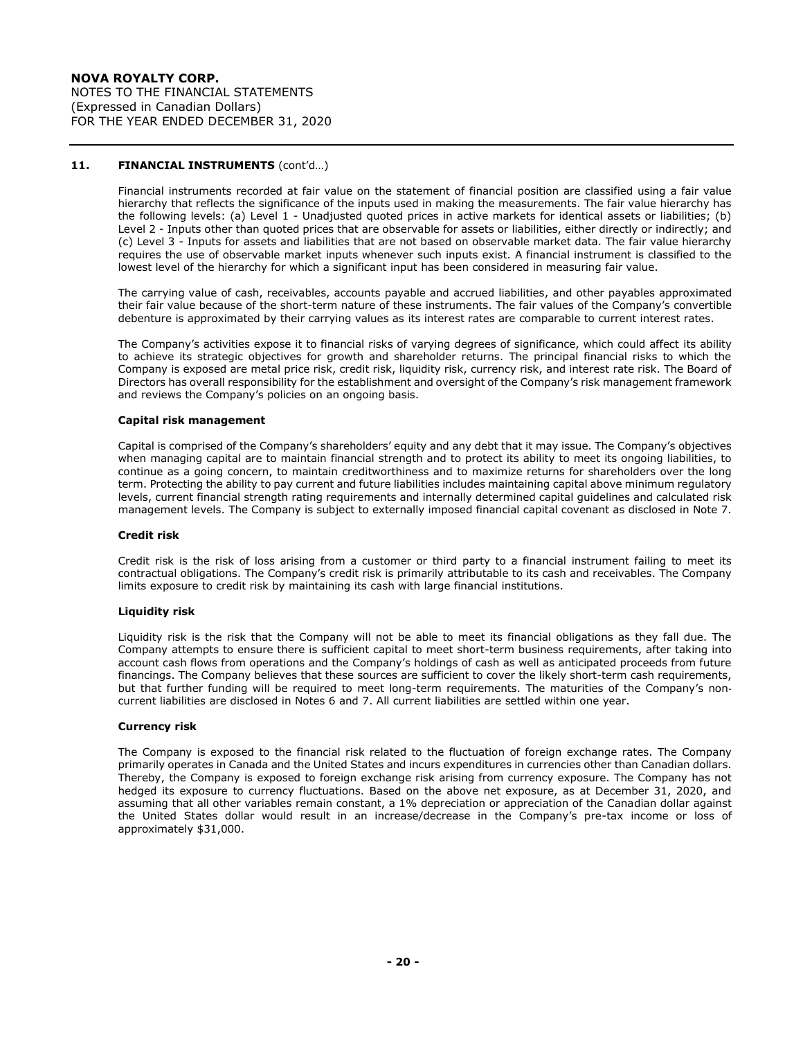## 11. FINANCIAL INSTRUMENTS (cont'd…)

Financial instruments recorded at fair value on the statement of financial position are classified using a fair value hierarchy that reflects the significance of the inputs used in making the measurements. The fair value hierarchy has the following levels: (a) Level 1 - Unadjusted quoted prices in active markets for identical assets or liabilities; (b) Level 2 - Inputs other than quoted prices that are observable for assets or liabilities, either directly or indirectly; and (c) Level 3 - Inputs for assets and liabilities that are not based on observable market data. The fair value hierarchy requires the use of observable market inputs whenever such inputs exist. A financial instrument is classified to the lowest level of the hierarchy for which a significant input has been considered in measuring fair value.

The carrying value of cash, receivables, accounts payable and accrued liabilities, and other payables approximated their fair value because of the short-term nature of these instruments. The fair values of the Company's convertible debenture is approximated by their carrying values as its interest rates are comparable to current interest rates.

The Company's activities expose it to financial risks of varying degrees of significance, which could affect its ability to achieve its strategic objectives for growth and shareholder returns. The principal financial risks to which the Company is exposed are metal price risk, credit risk, liquidity risk, currency risk, and interest rate risk. The Board of Directors has overall responsibility for the establishment and oversight of the Company's risk management framework and reviews the Company's policies on an ongoing basis.

### Capital risk management

Capital is comprised of the Company's shareholders' equity and any debt that it may issue. The Company's objectives when managing capital are to maintain financial strength and to protect its ability to meet its ongoing liabilities, to continue as a going concern, to maintain creditworthiness and to maximize returns for shareholders over the long term. Protecting the ability to pay current and future liabilities includes maintaining capital above minimum regulatory levels, current financial strength rating requirements and internally determined capital guidelines and calculated risk management levels. The Company is subject to externally imposed financial capital covenant as disclosed in Note 7.

### Credit risk

Credit risk is the risk of loss arising from a customer or third party to a financial instrument failing to meet its contractual obligations. The Company's credit risk is primarily attributable to its cash and receivables. The Company limits exposure to credit risk by maintaining its cash with large financial institutions.

### Liquidity risk

Liquidity risk is the risk that the Company will not be able to meet its financial obligations as they fall due. The Company attempts to ensure there is sufficient capital to meet short-term business requirements, after taking into account cash flows from operations and the Company's holdings of cash as well as anticipated proceeds from future financings. The Company believes that these sources are sufficient to cover the likely short-term cash requirements, but that further funding will be required to meet long-term requirements. The maturities of the Company's non-current liabilities are disclosed in Notes 6 and 7. All current liabilities are settled within one year.

### Currency risk

The Company is exposed to the financial risk related to the fluctuation of foreign exchange rates. The Company primarily operates in Canada and the United States and incurs expenditures in currencies other than Canadian dollars. Thereby, the Company is exposed to foreign exchange risk arising from currency exposure. The Company has not hedged its exposure to currency fluctuations. Based on the above net exposure, as at December 31, 2020, and assuming that all other variables remain constant, a 1% depreciation or appreciation of the Canadian dollar against the United States dollar would result in an increase/decrease in the Company's pre-tax income or loss of approximately $31,000.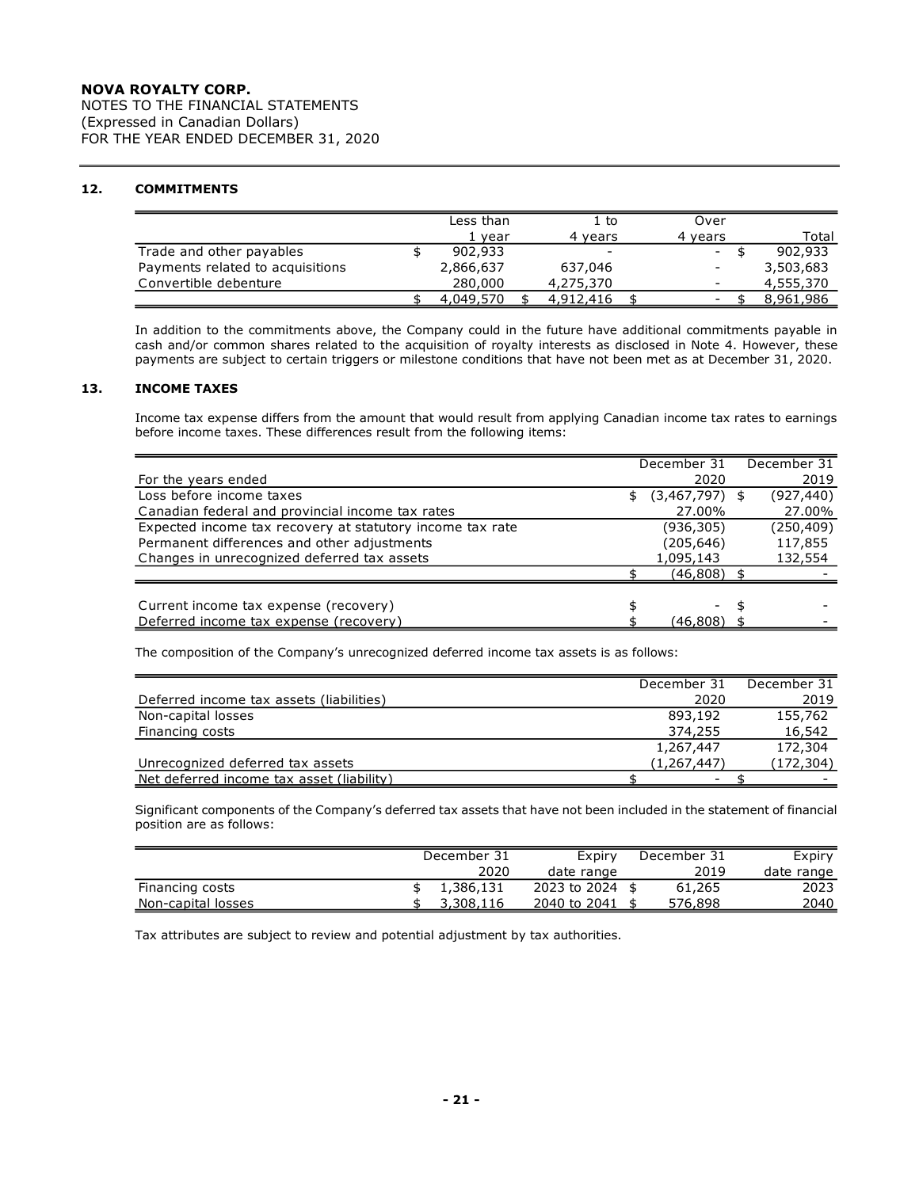**NOVA ROYALTY CORP.**
NOTES TO THE FINANCIAL STATEMENTS
(Expressed in Canadian Dollars)
FOR THE YEAR ENDED DECEMBER 31, 2020

## 12. COMMITMENTS

| | Less than 1 year | 1 to 4 years | Over 4 years | Total |
|---|---|---|---|---|
| Trade and other payables | $ 902,933 | - | - | $ 902,933 |
| Payments related to acquisitions | 2,866,637 | 637,046 | - | 3,503,683 |
| Convertible debenture | 280,000 | 4,275,370 | - | 4,555,370 |
| | $ 4,049,570 | $ 4,912,416 | $ - | $ 8,961,986 |

In addition to the commitments above, the Company could in the future have additional commitments payable in cash and/or common shares related to the acquisition of royalty interests as disclosed in Note 4. However, these payments are subject to certain triggers or milestone conditions that have not been met as at December 31, 2020.

## 13. INCOME TAXES

Income tax expense differs from the amount that would result from applying Canadian income tax rates to earnings before income taxes. These differences result from the following items:

| For the years ended | December 31 2020 | December 31 2019 |
|---|---|---|
| Loss before income taxes | $ (3,467,797) | $ (927,440) |
| Canadian federal and provincial income tax rates | 27.00% | 27.00% |
| Expected income tax recovery at statutory income tax rate | (936,305) | (250,409) |
| Permanent differences and other adjustments | (205,646) | 117,855 |
| Changes in unrecognized deferred tax assets | 1,095,143 | 132,554 |
| | $ (46,808) | $ - |
| | | |
| Current income tax expense (recovery) | $ - | $ - |
| Deferred income tax expense (recovery) | $ (46,808) | $ - |

The composition of the Company's unrecognized deferred income tax assets is as follows:

| Deferred income tax assets (liabilities) | December 31 2020 | December 31 2019 |
|---|---|---|
| Non-capital losses | 893,192 | 155,762 |
| Financing costs | 374,255 | 16,542 |
| | 1,267,447 | 172,304 |
| Unrecognized deferred tax assets | (1,267,447) | (172,304) |
| Net deferred income tax asset (liability) | $ - | $ - |

Significant components of the Company's deferred tax assets that have not been included in the statement of financial position are as follows:

| | December 31 2020 | Expiry date range | December 31 2019 | Expiry date range |
|---|---|---|---|---|
| Financing costs | $ 1,386,131 | 2023 to 2024 | $ 61,265 | 2023 |
| Non-capital losses | $ 3,308,116 | 2040 to 2041 | $ 576,898 | 2040 |

Tax attributes are subject to review and potential adjustment by tax authorities.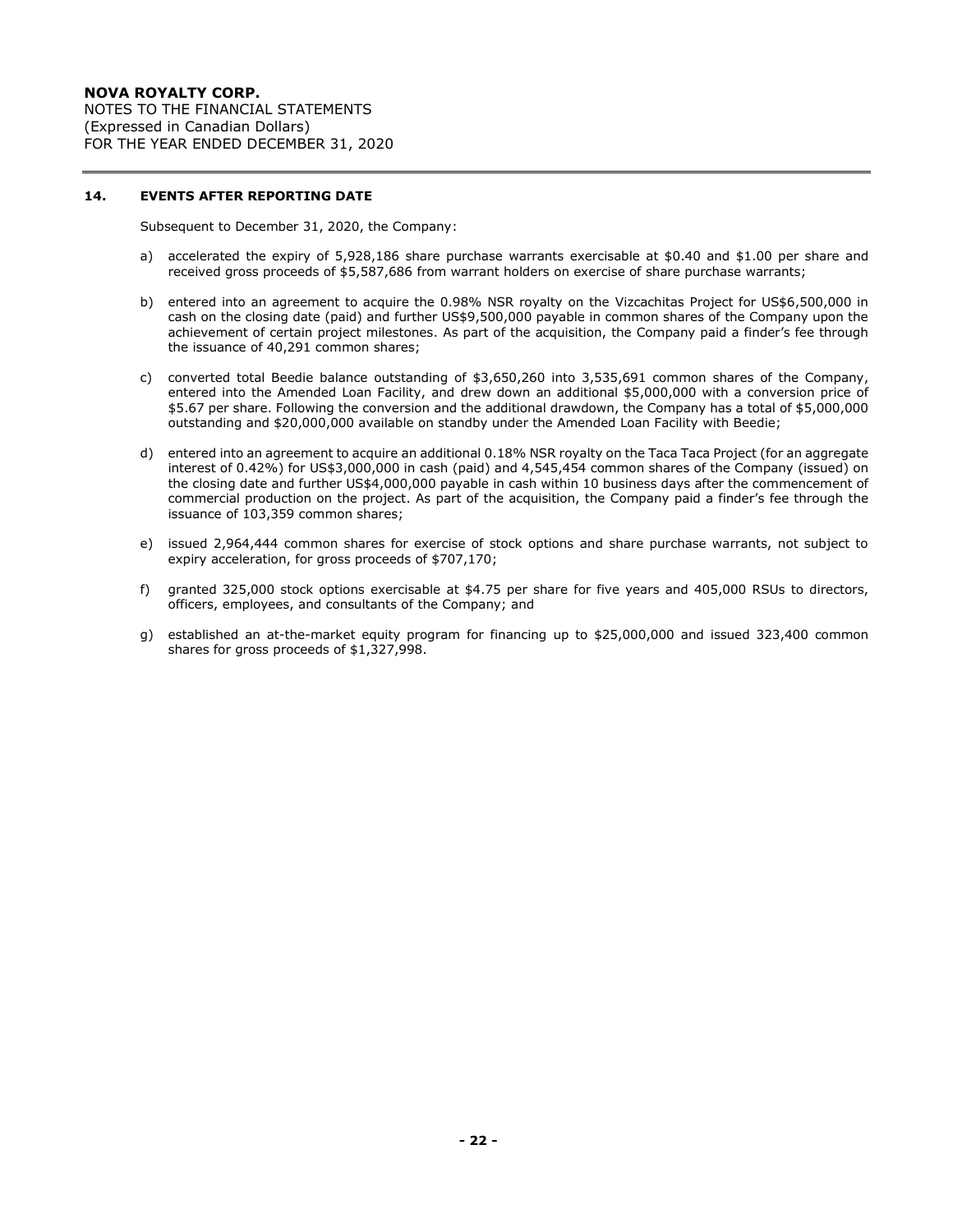**NOVA ROYALTY CORP.**
NOTES TO THE FINANCIAL STATEMENTS
(Expressed in Canadian Dollars)
FOR THE YEAR ENDED DECEMBER 31, 2020

## 14. EVENTS AFTER REPORTING DATE

Subsequent to December 31, 2020, the Company:

a) accelerated the expiry of 5,928,186 share purchase warrants exercisable at $0.40 and $1.00 per share and received gross proceeds of $5,587,686 from warrant holders on exercise of share purchase warrants;

b) entered into an agreement to acquire the 0.98% NSR royalty on the Vizcachitas Project for US$6,500,000 in cash on the closing date (paid) and further US$9,500,000 payable in common shares of the Company upon the achievement of certain project milestones. As part of the acquisition, the Company paid a finder's fee through the issuance of 40,291 common shares;

c) converted total Beedie balance outstanding of $3,650,260 into 3,535,691 common shares of the Company, entered into the Amended Loan Facility, and drew down an additional $5,000,000 with a conversion price of $5.67 per share. Following the conversion and the additional drawdown, the Company has a total of $5,000,000 outstanding and $20,000,000 available on standby under the Amended Loan Facility with Beedie;

d) entered into an agreement to acquire an additional 0.18% NSR royalty on the Taca Taca Project (for an aggregate interest of 0.42%) for US$3,000,000 in cash (paid) and 4,545,454 common shares of the Company (issued) on the closing date and further US$4,000,000 payable in cash within 10 business days after the commencement of commercial production on the project. As part of the acquisition, the Company paid a finder's fee through the issuance of 103,359 common shares;

e) issued 2,964,444 common shares for exercise of stock options and share purchase warrants, not subject to expiry acceleration, for gross proceeds of $707,170;

f) granted 325,000 stock options exercisable at $4.75 per share for five years and 405,000 RSUs to directors, officers, employees, and consultants of the Company; and

g) established an at-the-market equity program for financing up to $25,000,000 and issued 323,400 common shares for gross proceeds of $1,327,998.